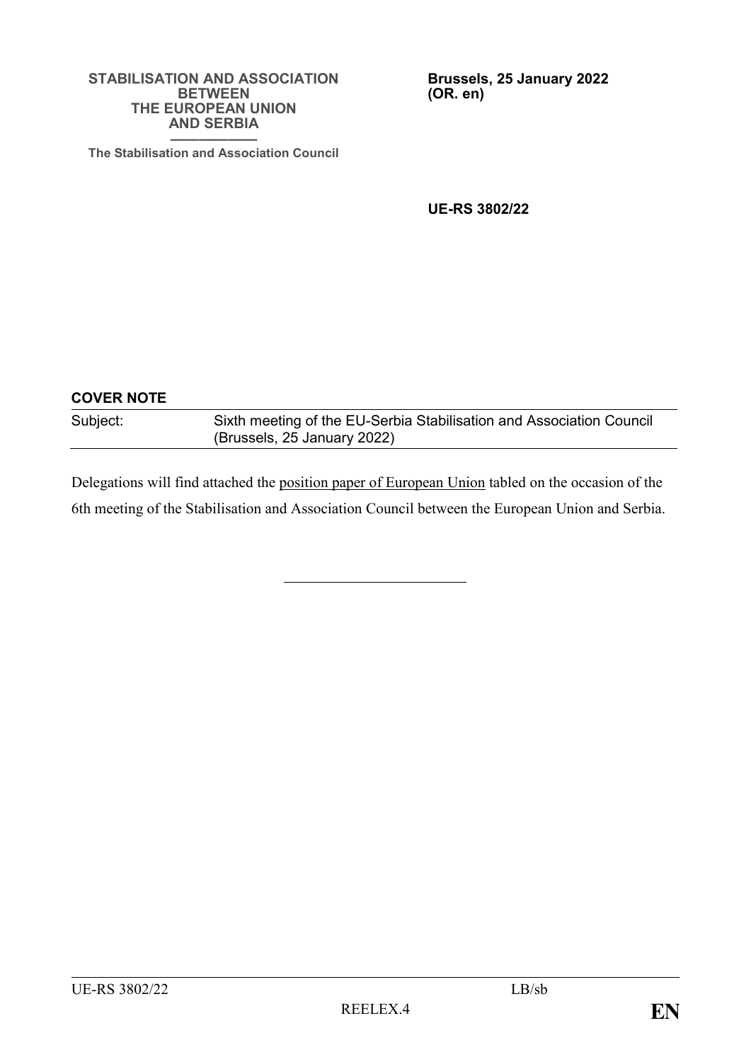**STABILISATION AND ASSOCIATION BETWEEN THE EUROPEAN UNION AND SERBIA**

**The Stabilisation and Association Council**

**Brussels, 25 January 2022**
**(OR. en)**

**UE-RS 3802/22**

**COVER NOTE**

| | |
|---|---|
| Subject: | Sixth meeting of the EU-Serbia Stabilisation and Association Council (Brussels, 25 January 2022) |

Delegations will find attached the position paper of European Union tabled on the occasion of the 6th meeting of the Stabilisation and Association Council between the European Union and Serbia.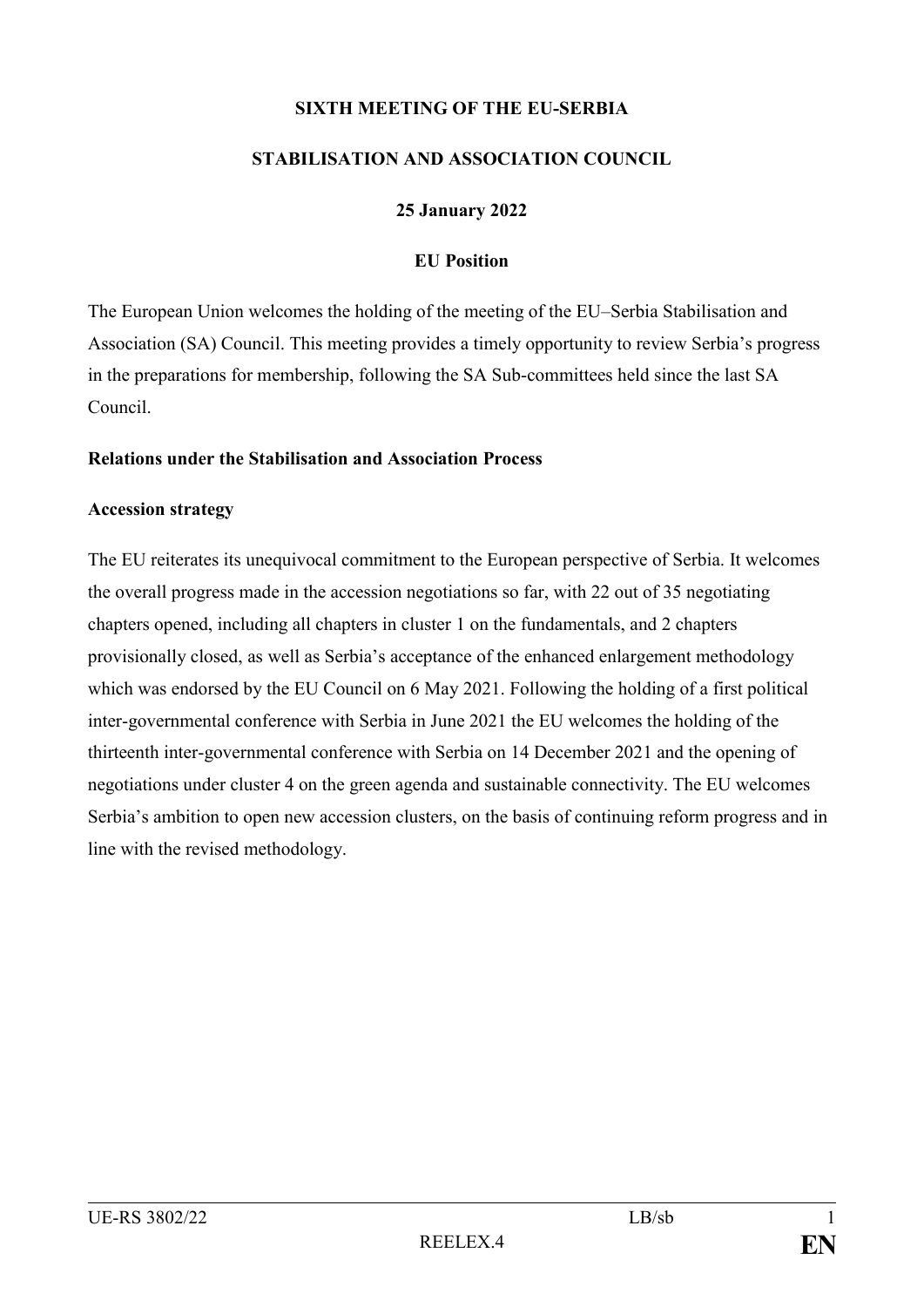**SIXTH MEETING OF THE EU-SERBIA**

**STABILISATION AND ASSOCIATION COUNCIL**

**25 January 2022**

**EU Position**

The European Union welcomes the holding of the meeting of the EU–Serbia Stabilisation and Association (SA) Council. This meeting provides a timely opportunity to review Serbia's progress in the preparations for membership, following the SA Sub-committees held since the last SA Council.

**Relations under the Stabilisation and Association Process**

**Accession strategy**

The EU reiterates its unequivocal commitment to the European perspective of Serbia. It welcomes the overall progress made in the accession negotiations so far, with 22 out of 35 negotiating chapters opened, including all chapters in cluster 1 on the fundamentals, and 2 chapters provisionally closed, as well as Serbia's acceptance of the enhanced enlargement methodology which was endorsed by the EU Council on 6 May 2021. Following the holding of a first political inter-governmental conference with Serbia in June 2021 the EU welcomes the holding of the thirteenth inter-governmental conference with Serbia on 14 December 2021 and the opening of negotiations under cluster 4 on the green agenda and sustainable connectivity. The EU welcomes Serbia's ambition to open new accession clusters, on the basis of continuing reform progress and in line with the revised methodology.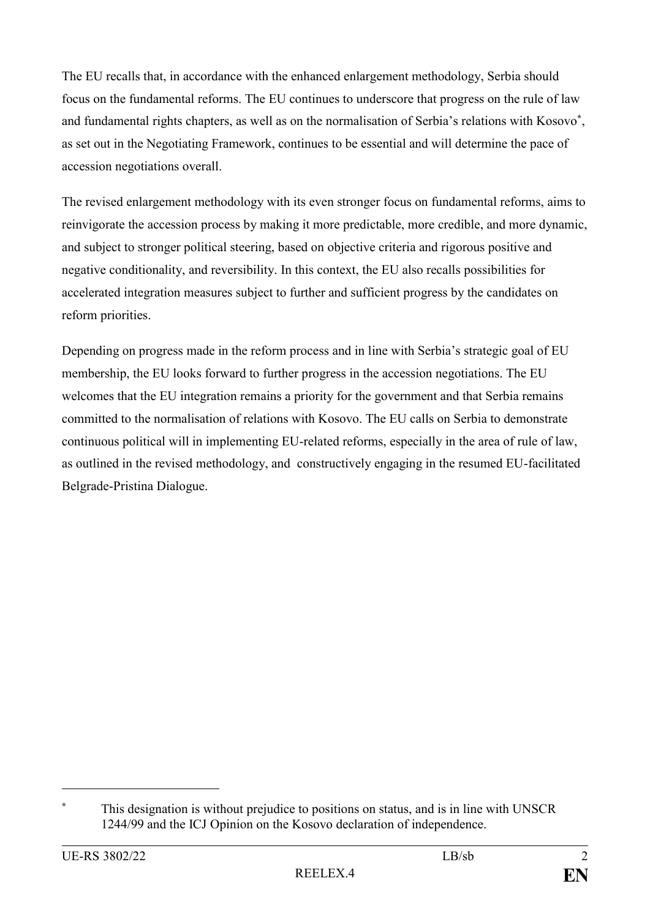The EU recalls that, in accordance with the enhanced enlargement methodology, Serbia should focus on the fundamental reforms. The EU continues to underscore that progress on the rule of law and fundamental rights chapters, as well as on the normalisation of Serbia's relations with Kosovo*, as set out in the Negotiating Framework, continues to be essential and will determine the pace of accession negotiations overall.

The revised enlargement methodology with its even stronger focus on fundamental reforms, aims to reinvigorate the accession process by making it more predictable, more credible, and more dynamic, and subject to stronger political steering, based on objective criteria and rigorous positive and negative conditionality, and reversibility. In this context, the EU also recalls possibilities for accelerated integration measures subject to further and sufficient progress by the candidates on reform priorities.

Depending on progress made in the reform process and in line with Serbia's strategic goal of EU membership, the EU looks forward to further progress in the accession negotiations. The EU welcomes that the EU integration remains a priority for the government and that Serbia remains committed to the normalisation of relations with Kosovo. The EU calls on Serbia to demonstrate continuous political will in implementing EU-related reforms, especially in the area of rule of law, as outlined in the revised methodology, and constructively engaging in the resumed EU-facilitated Belgrade-Pristina Dialogue.

---

* This designation is without prejudice to positions on status, and is in line with UNSCR 1244/99 and the ICJ Opinion on the Kosovo declaration of independence.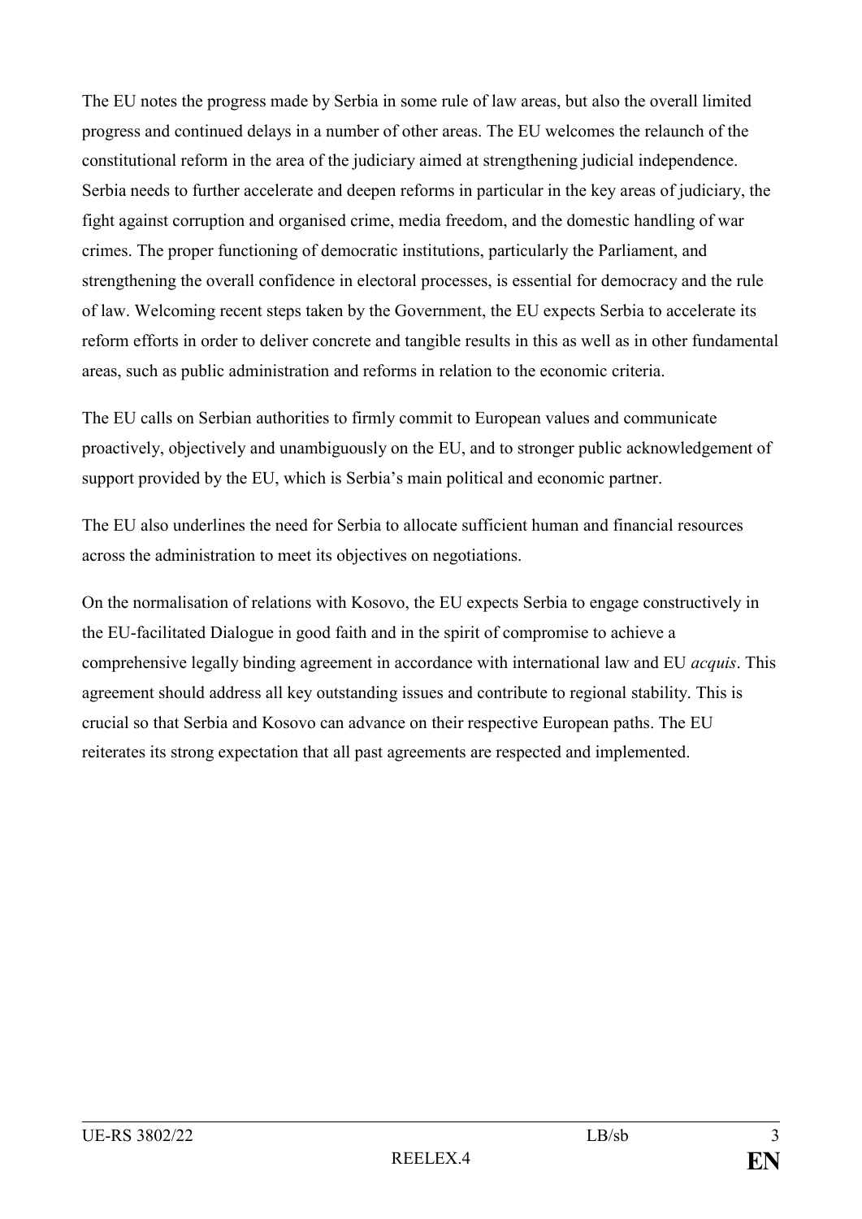The EU notes the progress made by Serbia in some rule of law areas, but also the overall limited progress and continued delays in a number of other areas. The EU welcomes the relaunch of the constitutional reform in the area of the judiciary aimed at strengthening judicial independence. Serbia needs to further accelerate and deepen reforms in particular in the key areas of judiciary, the fight against corruption and organised crime, media freedom, and the domestic handling of war crimes. The proper functioning of democratic institutions, particularly the Parliament, and strengthening the overall confidence in electoral processes, is essential for democracy and the rule of law. Welcoming recent steps taken by the Government, the EU expects Serbia to accelerate its reform efforts in order to deliver concrete and tangible results in this as well as in other fundamental areas, such as public administration and reforms in relation to the economic criteria.

The EU calls on Serbian authorities to firmly commit to European values and communicate proactively, objectively and unambiguously on the EU, and to stronger public acknowledgement of support provided by the EU, which is Serbia's main political and economic partner.

The EU also underlines the need for Serbia to allocate sufficient human and financial resources across the administration to meet its objectives on negotiations.

On the normalisation of relations with Kosovo, the EU expects Serbia to engage constructively in the EU-facilitated Dialogue in good faith and in the spirit of compromise to achieve a comprehensive legally binding agreement in accordance with international law and EU *acquis*. This agreement should address all key outstanding issues and contribute to regional stability. This is crucial so that Serbia and Kosovo can advance on their respective European paths. The EU reiterates its strong expectation that all past agreements are respected and implemented.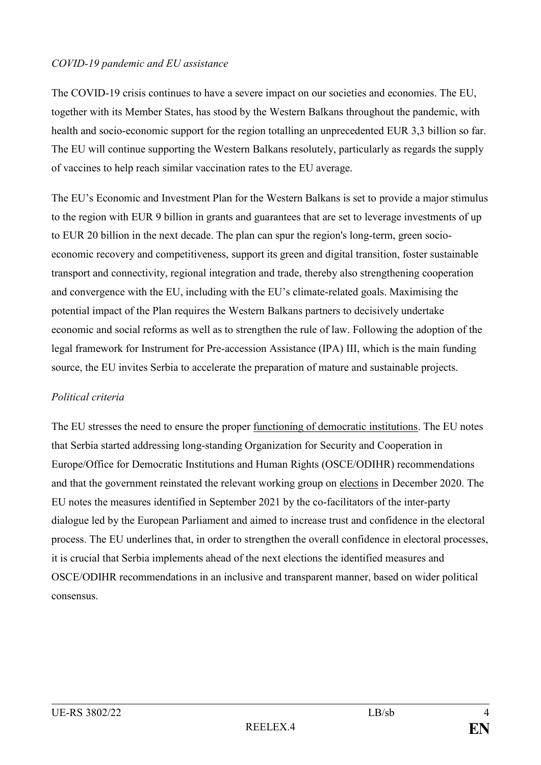*COVID-19 pandemic and EU assistance*

The COVID-19 crisis continues to have a severe impact on our societies and economies. The EU, together with its Member States, has stood by the Western Balkans throughout the pandemic, with health and socio-economic support for the region totalling an unprecedented EUR 3,3 billion so far. The EU will continue supporting the Western Balkans resolutely, particularly as regards the supply of vaccines to help reach similar vaccination rates to the EU average.

The EU's Economic and Investment Plan for the Western Balkans is set to provide a major stimulus to the region with EUR 9 billion in grants and guarantees that are set to leverage investments of up to EUR 20 billion in the next decade. The plan can spur the region's long-term, green socio-economic recovery and competitiveness, support its green and digital transition, foster sustainable transport and connectivity, regional integration and trade, thereby also strengthening cooperation and convergence with the EU, including with the EU's climate-related goals. Maximising the potential impact of the Plan requires the Western Balkans partners to decisively undertake economic and social reforms as well as to strengthen the rule of law. Following the adoption of the legal framework for Instrument for Pre-accession Assistance (IPA) III, which is the main funding source, the EU invites Serbia to accelerate the preparation of mature and sustainable projects.

*Political criteria*

The EU stresses the need to ensure the proper functioning of democratic institutions. The EU notes that Serbia started addressing long-standing Organization for Security and Cooperation in Europe/Office for Democratic Institutions and Human Rights (OSCE/ODIHR) recommendations and that the government reinstated the relevant working group on elections in December 2020. The EU notes the measures identified in September 2021 by the co-facilitators of the inter-party dialogue led by the European Parliament and aimed to increase trust and confidence in the electoral process. The EU underlines that, in order to strengthen the overall confidence in electoral processes, it is crucial that Serbia implements ahead of the next elections the identified measures and OSCE/ODIHR recommendations in an inclusive and transparent manner, based on wider political consensus.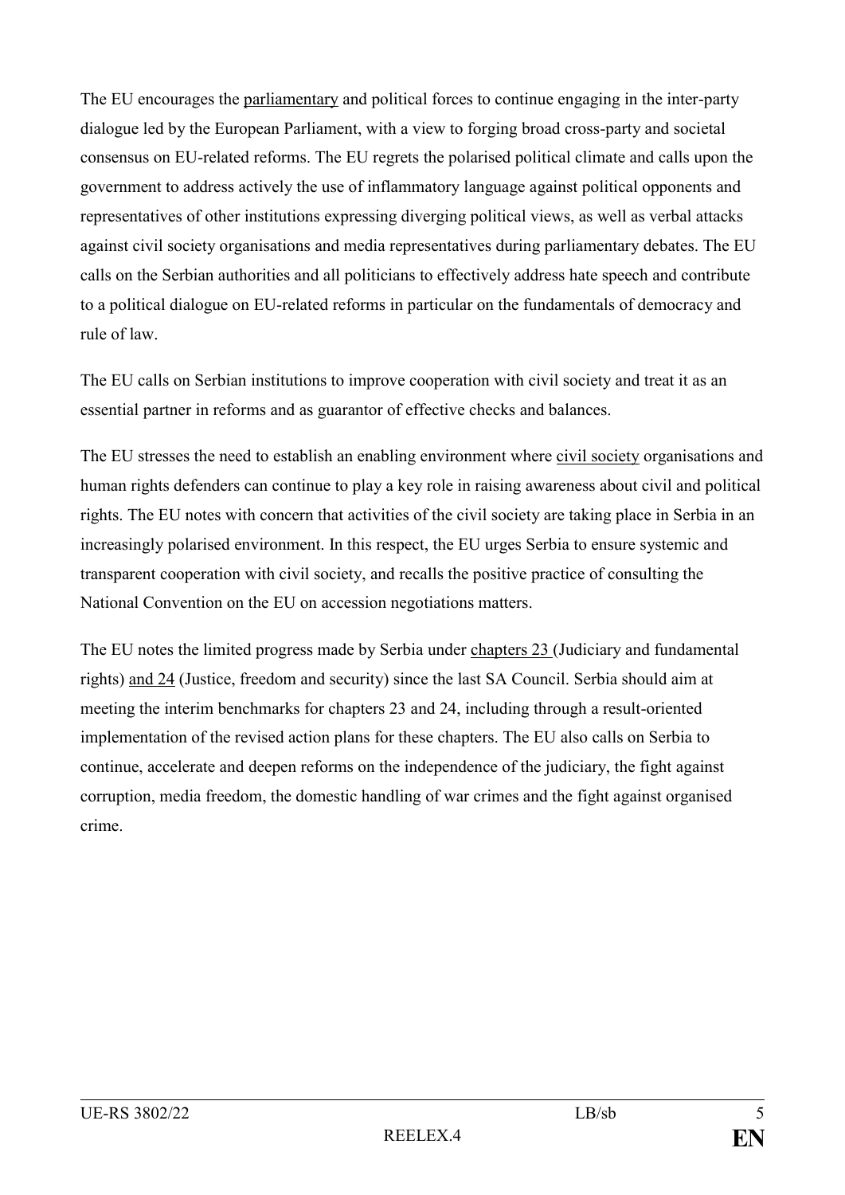The EU encourages the parliamentary and political forces to continue engaging in the inter-party dialogue led by the European Parliament, with a view to forging broad cross-party and societal consensus on EU-related reforms. The EU regrets the polarised political climate and calls upon the government to address actively the use of inflammatory language against political opponents and representatives of other institutions expressing diverging political views, as well as verbal attacks against civil society organisations and media representatives during parliamentary debates. The EU calls on the Serbian authorities and all politicians to effectively address hate speech and contribute to a political dialogue on EU-related reforms in particular on the fundamentals of democracy and rule of law.

The EU calls on Serbian institutions to improve cooperation with civil society and treat it as an essential partner in reforms and as guarantor of effective checks and balances.

The EU stresses the need to establish an enabling environment where civil society organisations and human rights defenders can continue to play a key role in raising awareness about civil and political rights. The EU notes with concern that activities of the civil society are taking place in Serbia in an increasingly polarised environment. In this respect, the EU urges Serbia to ensure systemic and transparent cooperation with civil society, and recalls the positive practice of consulting the National Convention on the EU on accession negotiations matters.

The EU notes the limited progress made by Serbia under chapters 23 (Judiciary and fundamental rights) and 24 (Justice, freedom and security) since the last SA Council. Serbia should aim at meeting the interim benchmarks for chapters 23 and 24, including through a result-oriented implementation of the revised action plans for these chapters. The EU also calls on Serbia to continue, accelerate and deepen reforms on the independence of the judiciary, the fight against corruption, media freedom, the domestic handling of war crimes and the fight against organised crime.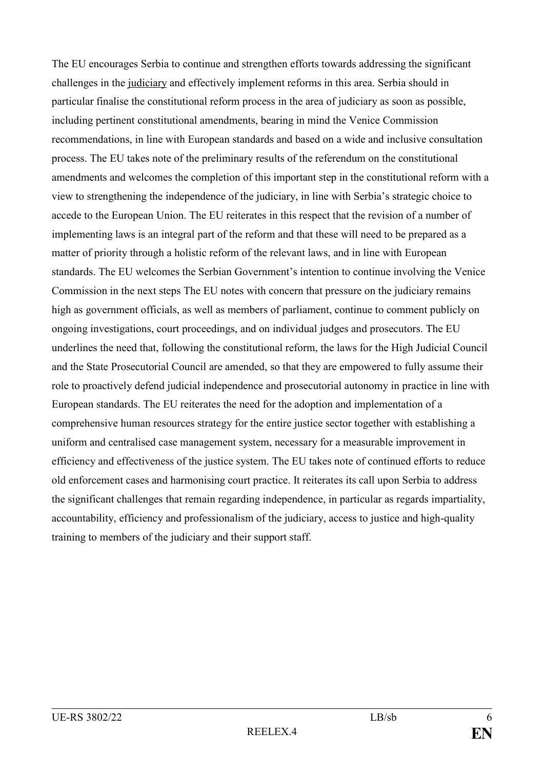The EU encourages Serbia to continue and strengthen efforts towards addressing the significant challenges in the judiciary and effectively implement reforms in this area. Serbia should in particular finalise the constitutional reform process in the area of judiciary as soon as possible, including pertinent constitutional amendments, bearing in mind the Venice Commission recommendations, in line with European standards and based on a wide and inclusive consultation process. The EU takes note of the preliminary results of the referendum on the constitutional amendments and welcomes the completion of this important step in the constitutional reform with a view to strengthening the independence of the judiciary, in line with Serbia's strategic choice to accede to the European Union. The EU reiterates in this respect that the revision of a number of implementing laws is an integral part of the reform and that these will need to be prepared as a matter of priority through a holistic reform of the relevant laws, and in line with European standards. The EU welcomes the Serbian Government's intention to continue involving the Venice Commission in the next steps The EU notes with concern that pressure on the judiciary remains high as government officials, as well as members of parliament, continue to comment publicly on ongoing investigations, court proceedings, and on individual judges and prosecutors. The EU underlines the need that, following the constitutional reform, the laws for the High Judicial Council and the State Prosecutorial Council are amended, so that they are empowered to fully assume their role to proactively defend judicial independence and prosecutorial autonomy in practice in line with European standards. The EU reiterates the need for the adoption and implementation of a comprehensive human resources strategy for the entire justice sector together with establishing a uniform and centralised case management system, necessary for a measurable improvement in efficiency and effectiveness of the justice system. The EU takes note of continued efforts to reduce old enforcement cases and harmonising court practice. It reiterates its call upon Serbia to address the significant challenges that remain regarding independence, in particular as regards impartiality, accountability, efficiency and professionalism of the judiciary, access to justice and high-quality training to members of the judiciary and their support staff.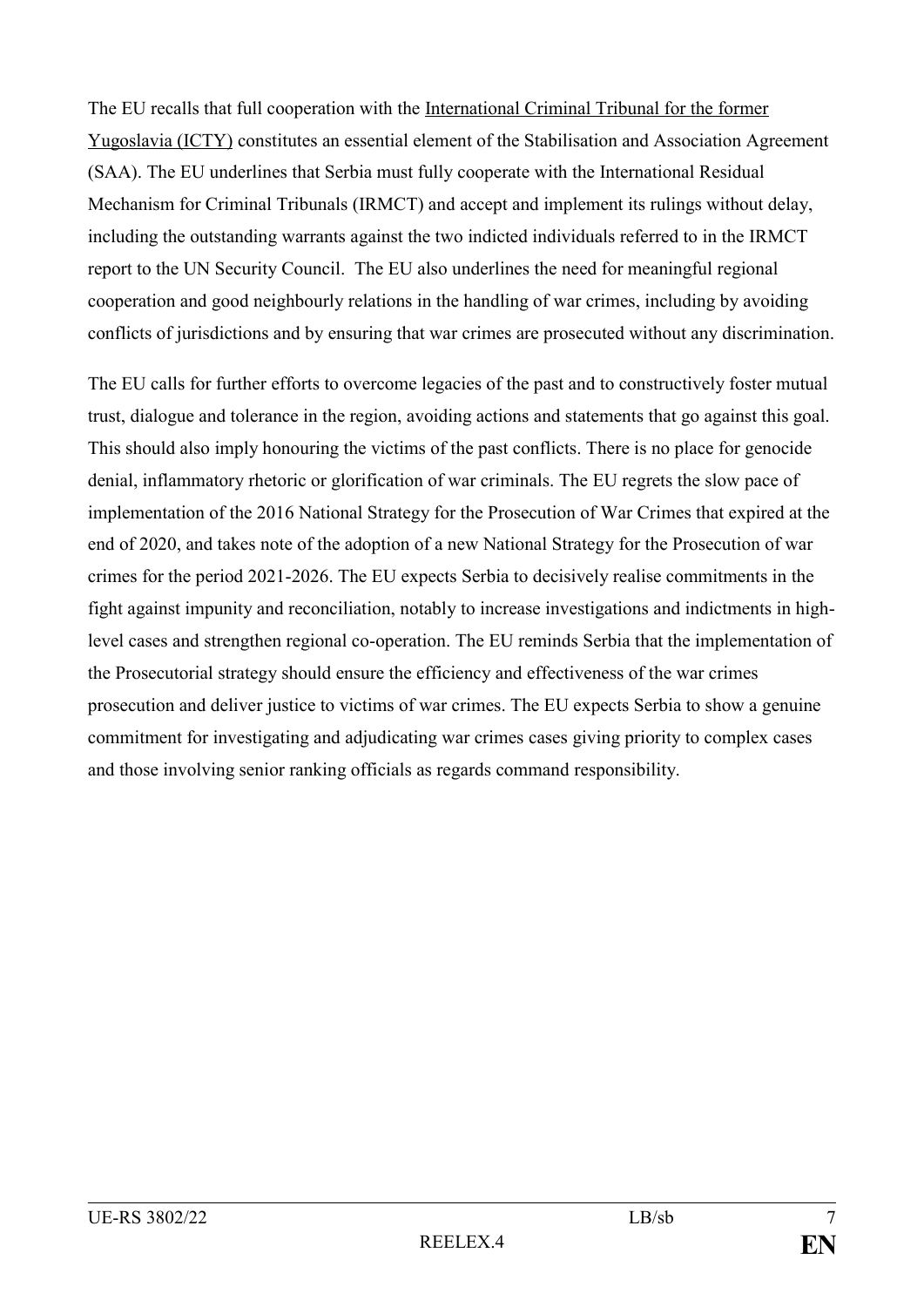The EU recalls that full cooperation with the International Criminal Tribunal for the former Yugoslavia (ICTY) constitutes an essential element of the Stabilisation and Association Agreement (SAA). The EU underlines that Serbia must fully cooperate with the International Residual Mechanism for Criminal Tribunals (IRMCT) and accept and implement its rulings without delay, including the outstanding warrants against the two indicted individuals referred to in the IRMCT report to the UN Security Council. The EU also underlines the need for meaningful regional cooperation and good neighbourly relations in the handling of war crimes, including by avoiding conflicts of jurisdictions and by ensuring that war crimes are prosecuted without any discrimination.

The EU calls for further efforts to overcome legacies of the past and to constructively foster mutual trust, dialogue and tolerance in the region, avoiding actions and statements that go against this goal. This should also imply honouring the victims of the past conflicts. There is no place for genocide denial, inflammatory rhetoric or glorification of war criminals. The EU regrets the slow pace of implementation of the 2016 National Strategy for the Prosecution of War Crimes that expired at the end of 2020, and takes note of the adoption of a new National Strategy for the Prosecution of war crimes for the period 2021-2026. The EU expects Serbia to decisively realise commitments in the fight against impunity and reconciliation, notably to increase investigations and indictments in high-level cases and strengthen regional co-operation. The EU reminds Serbia that the implementation of the Prosecutorial strategy should ensure the efficiency and effectiveness of the war crimes prosecution and deliver justice to victims of war crimes. The EU expects Serbia to show a genuine commitment for investigating and adjudicating war crimes cases giving priority to complex cases and those involving senior ranking officials as regards command responsibility.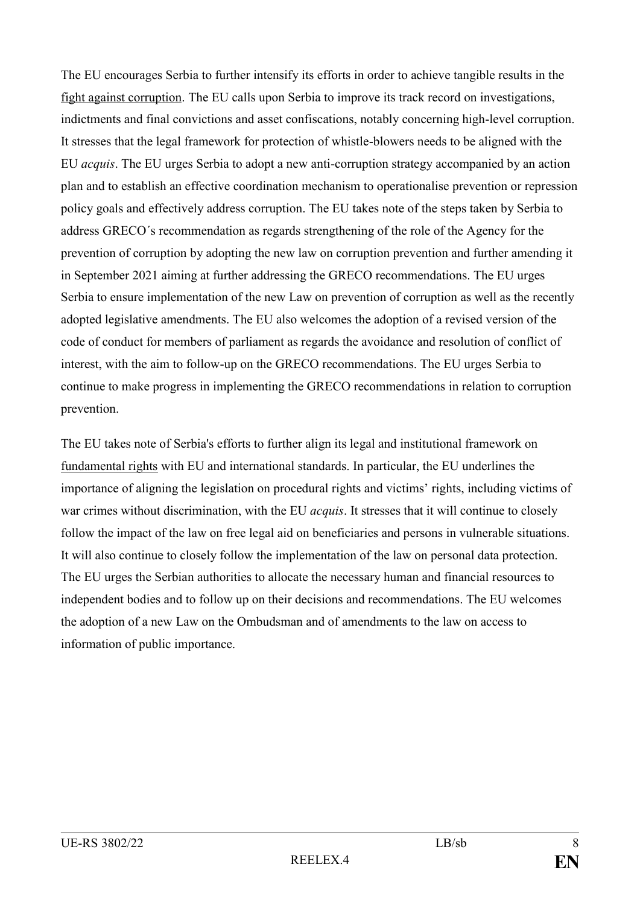The EU encourages Serbia to further intensify its efforts in order to achieve tangible results in the <u>fight against corruption</u>. The EU calls upon Serbia to improve its track record on investigations, indictments and final convictions and asset confiscations, notably concerning high-level corruption. It stresses that the legal framework for protection of whistle-blowers needs to be aligned with the EU *acquis*. The EU urges Serbia to adopt a new anti-corruption strategy accompanied by an action plan and to establish an effective coordination mechanism to operationalise prevention or repression policy goals and effectively address corruption. The EU takes note of the steps taken by Serbia to address GRECO´s recommendation as regards strengthening of the role of the Agency for the prevention of corruption by adopting the new law on corruption prevention and further amending it in September 2021 aiming at further addressing the GRECO recommendations. The EU urges Serbia to ensure implementation of the new Law on prevention of corruption as well as the recently adopted legislative amendments. The EU also welcomes the adoption of a revised version of the code of conduct for members of parliament as regards the avoidance and resolution of conflict of interest, with the aim to follow-up on the GRECO recommendations. The EU urges Serbia to continue to make progress in implementing the GRECO recommendations in relation to corruption prevention.

The EU takes note of Serbia's efforts to further align its legal and institutional framework on <u>fundamental rights</u> with EU and international standards. In particular, the EU underlines the importance of aligning the legislation on procedural rights and victims' rights, including victims of war crimes without discrimination, with the EU *acquis*. It stresses that it will continue to closely follow the impact of the law on free legal aid on beneficiaries and persons in vulnerable situations. It will also continue to closely follow the implementation of the law on personal data protection. The EU urges the Serbian authorities to allocate the necessary human and financial resources to independent bodies and to follow up on their decisions and recommendations. The EU welcomes the adoption of a new Law on the Ombudsman and of amendments to the law on access to information of public importance.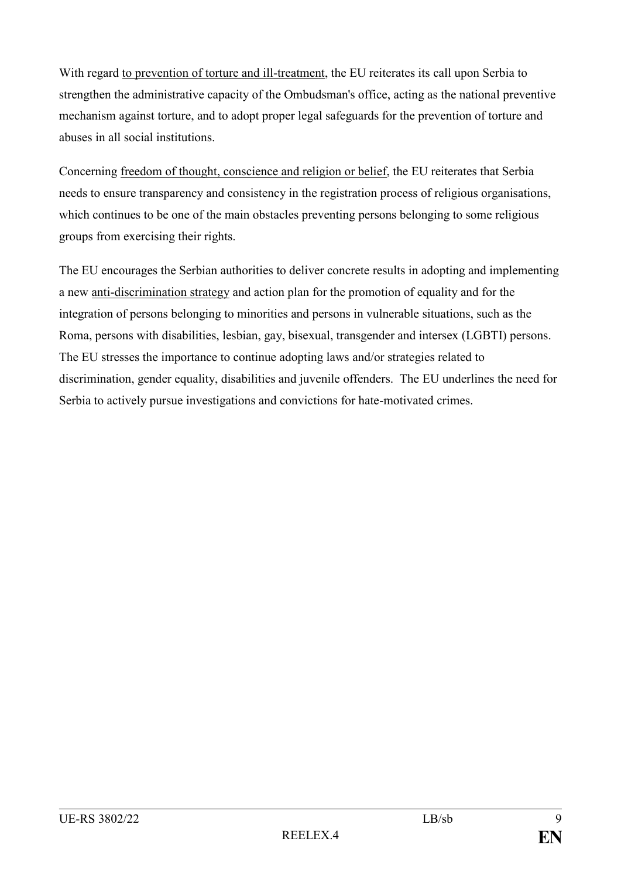With regard <u>to prevention of torture and ill-treatment</u>, the EU reiterates its call upon Serbia to strengthen the administrative capacity of the Ombudsman's office, acting as the national preventive mechanism against torture, and to adopt proper legal safeguards for the prevention of torture and abuses in all social institutions.

Concerning <u>freedom of thought, conscience and religion or belief</u>, the EU reiterates that Serbia needs to ensure transparency and consistency in the registration process of religious organisations, which continues to be one of the main obstacles preventing persons belonging to some religious groups from exercising their rights.

The EU encourages the Serbian authorities to deliver concrete results in adopting and implementing a new <u>anti-discrimination strategy</u> and action plan for the promotion of equality and for the integration of persons belonging to minorities and persons in vulnerable situations, such as the Roma, persons with disabilities, lesbian, gay, bisexual, transgender and intersex (LGBTI) persons. The EU stresses the importance to continue adopting laws and/or strategies related to discrimination, gender equality, disabilities and juvenile offenders. The EU underlines the need for Serbia to actively pursue investigations and convictions for hate-motivated crimes.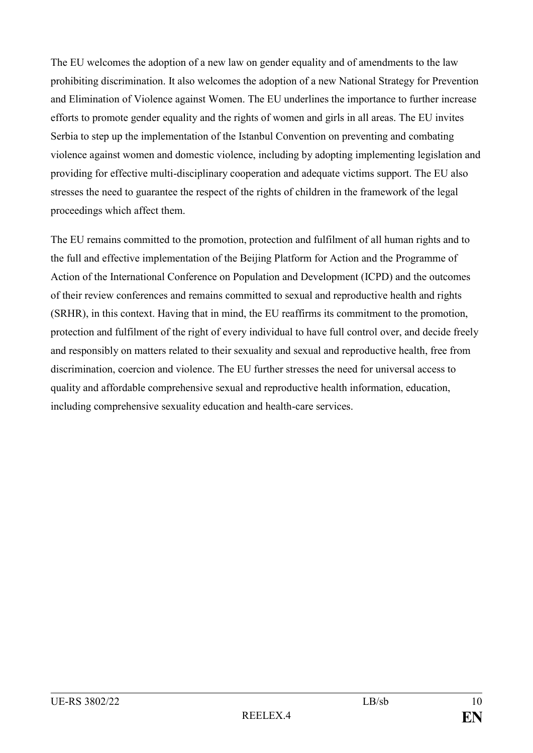The EU welcomes the adoption of a new law on gender equality and of amendments to the law prohibiting discrimination. It also welcomes the adoption of a new National Strategy for Prevention and Elimination of Violence against Women. The EU underlines the importance to further increase efforts to promote gender equality and the rights of women and girls in all areas. The EU invites Serbia to step up the implementation of the Istanbul Convention on preventing and combating violence against women and domestic violence, including by adopting implementing legislation and providing for effective multi-disciplinary cooperation and adequate victims support. The EU also stresses the need to guarantee the respect of the rights of children in the framework of the legal proceedings which affect them.

The EU remains committed to the promotion, protection and fulfilment of all human rights and to the full and effective implementation of the Beijing Platform for Action and the Programme of Action of the International Conference on Population and Development (ICPD) and the outcomes of their review conferences and remains committed to sexual and reproductive health and rights (SRHR), in this context. Having that in mind, the EU reaffirms its commitment to the promotion, protection and fulfilment of the right of every individual to have full control over, and decide freely and responsibly on matters related to their sexuality and sexual and reproductive health, free from discrimination, coercion and violence. The EU further stresses the need for universal access to quality and affordable comprehensive sexual and reproductive health information, education, including comprehensive sexuality education and health-care services.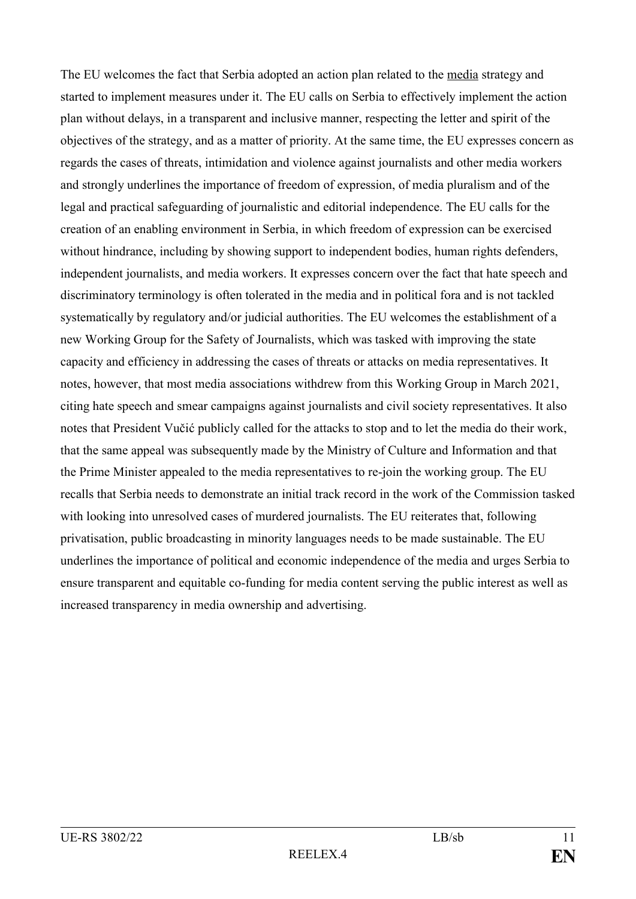The EU welcomes the fact that Serbia adopted an action plan related to the <u>media</u> strategy and started to implement measures under it. The EU calls on Serbia to effectively implement the action plan without delays, in a transparent and inclusive manner, respecting the letter and spirit of the objectives of the strategy, and as a matter of priority. At the same time, the EU expresses concern as regards the cases of threats, intimidation and violence against journalists and other media workers and strongly underlines the importance of freedom of expression, of media pluralism and of the legal and practical safeguarding of journalistic and editorial independence. The EU calls for the creation of an enabling environment in Serbia, in which freedom of expression can be exercised without hindrance, including by showing support to independent bodies, human rights defenders, independent journalists, and media workers. It expresses concern over the fact that hate speech and discriminatory terminology is often tolerated in the media and in political fora and is not tackled systematically by regulatory and/or judicial authorities. The EU welcomes the establishment of a new Working Group for the Safety of Journalists, which was tasked with improving the state capacity and efficiency in addressing the cases of threats or attacks on media representatives. It notes, however, that most media associations withdrew from this Working Group in March 2021, citing hate speech and smear campaigns against journalists and civil society representatives. It also notes that President Vučić publicly called for the attacks to stop and to let the media do their work, that the same appeal was subsequently made by the Ministry of Culture and Information and that the Prime Minister appealed to the media representatives to re-join the working group. The EU recalls that Serbia needs to demonstrate an initial track record in the work of the Commission tasked with looking into unresolved cases of murdered journalists. The EU reiterates that, following privatisation, public broadcasting in minority languages needs to be made sustainable. The EU underlines the importance of political and economic independence of the media and urges Serbia to ensure transparent and equitable co-funding for media content serving the public interest as well as increased transparency in media ownership and advertising.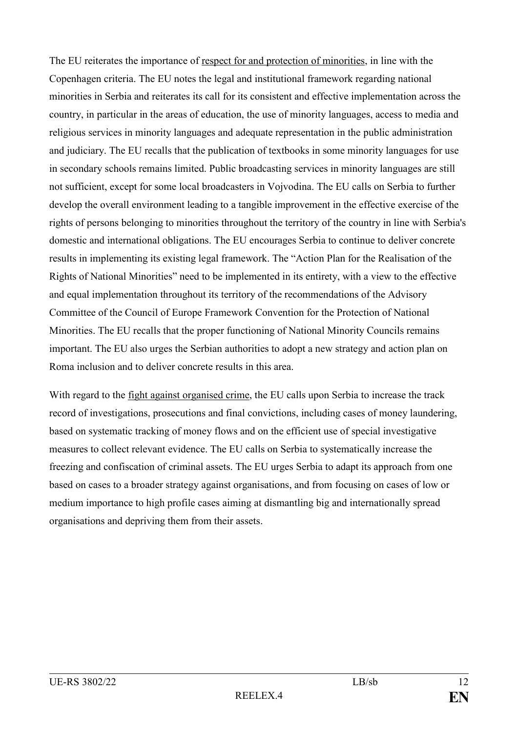The EU reiterates the importance of <u>respect for and protection of minorities</u>, in line with the Copenhagen criteria. The EU notes the legal and institutional framework regarding national minorities in Serbia and reiterates its call for its consistent and effective implementation across the country, in particular in the areas of education, the use of minority languages, access to media and religious services in minority languages and adequate representation in the public administration and judiciary. The EU recalls that the publication of textbooks in some minority languages for use in secondary schools remains limited. Public broadcasting services in minority languages are still not sufficient, except for some local broadcasters in Vojvodina. The EU calls on Serbia to further develop the overall environment leading to a tangible improvement in the effective exercise of the rights of persons belonging to minorities throughout the territory of the country in line with Serbia's domestic and international obligations. The EU encourages Serbia to continue to deliver concrete results in implementing its existing legal framework. The "Action Plan for the Realisation of the Rights of National Minorities" need to be implemented in its entirety, with a view to the effective and equal implementation throughout its territory of the recommendations of the Advisory Committee of the Council of Europe Framework Convention for the Protection of National Minorities. The EU recalls that the proper functioning of National Minority Councils remains important. The EU also urges the Serbian authorities to adopt a new strategy and action plan on Roma inclusion and to deliver concrete results in this area.

With regard to the <u>fight against organised crime</u>, the EU calls upon Serbia to increase the track record of investigations, prosecutions and final convictions, including cases of money laundering, based on systematic tracking of money flows and on the efficient use of special investigative measures to collect relevant evidence. The EU calls on Serbia to systematically increase the freezing and confiscation of criminal assets. The EU urges Serbia to adapt its approach from one based on cases to a broader strategy against organisations, and from focusing on cases of low or medium importance to high profile cases aiming at dismantling big and internationally spread organisations and depriving them from their assets.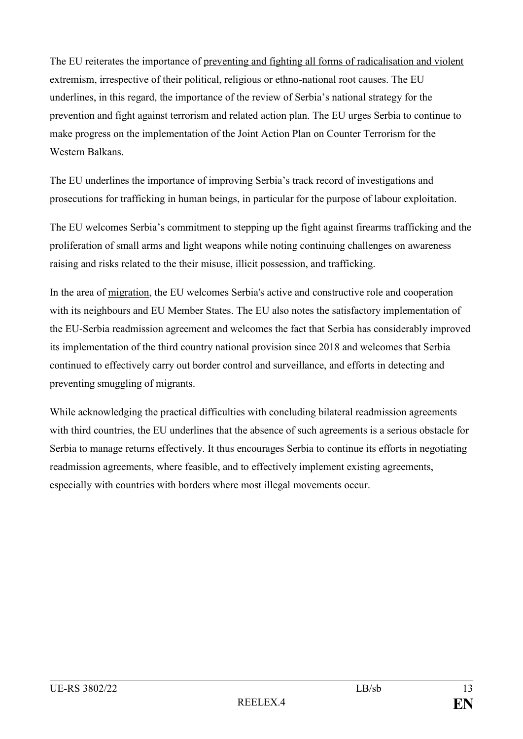The EU reiterates the importance of preventing and fighting all forms of radicalisation and violent extremism, irrespective of their political, religious or ethno-national root causes. The EU underlines, in this regard, the importance of the review of Serbia's national strategy for the prevention and fight against terrorism and related action plan. The EU urges Serbia to continue to make progress on the implementation of the Joint Action Plan on Counter Terrorism for the Western Balkans.

The EU underlines the importance of improving Serbia's track record of investigations and prosecutions for trafficking in human beings, in particular for the purpose of labour exploitation.

The EU welcomes Serbia's commitment to stepping up the fight against firearms trafficking and the proliferation of small arms and light weapons while noting continuing challenges on awareness raising and risks related to the their misuse, illicit possession, and trafficking.

In the area of migration, the EU welcomes Serbia's active and constructive role and cooperation with its neighbours and EU Member States. The EU also notes the satisfactory implementation of the EU-Serbia readmission agreement and welcomes the fact that Serbia has considerably improved its implementation of the third country national provision since 2018 and welcomes that Serbia continued to effectively carry out border control and surveillance, and efforts in detecting and preventing smuggling of migrants.

While acknowledging the practical difficulties with concluding bilateral readmission agreements with third countries, the EU underlines that the absence of such agreements is a serious obstacle for Serbia to manage returns effectively. It thus encourages Serbia to continue its efforts in negotiating readmission agreements, where feasible, and to effectively implement existing agreements, especially with countries with borders where most illegal movements occur.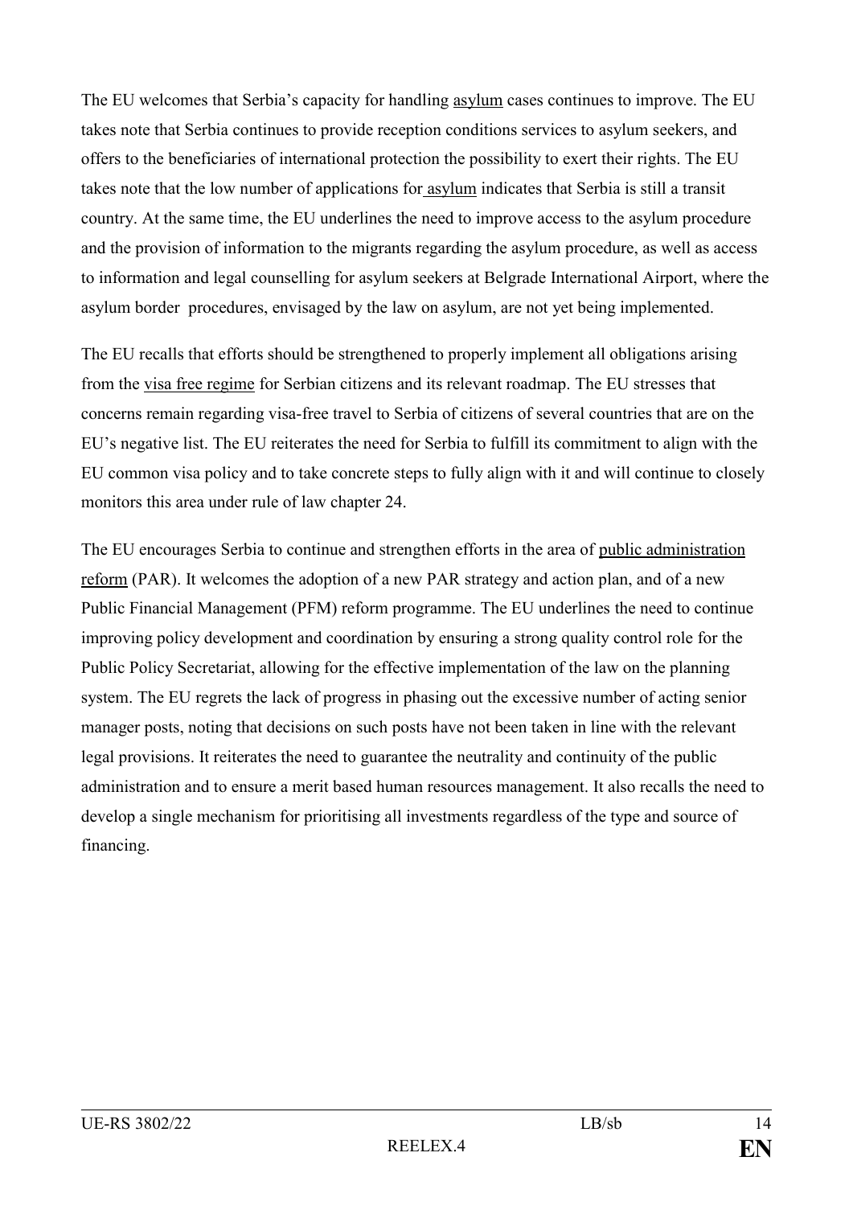The EU welcomes that Serbia's capacity for handling asylum cases continues to improve. The EU takes note that Serbia continues to provide reception conditions services to asylum seekers, and offers to the beneficiaries of international protection the possibility to exert their rights. The EU takes note that the low number of applications for asylum indicates that Serbia is still a transit country. At the same time, the EU underlines the need to improve access to the asylum procedure and the provision of information to the migrants regarding the asylum procedure, as well as access to information and legal counselling for asylum seekers at Belgrade International Airport, where the asylum border procedures, envisaged by the law on asylum, are not yet being implemented.

The EU recalls that efforts should be strengthened to properly implement all obligations arising from the visa free regime for Serbian citizens and its relevant roadmap. The EU stresses that concerns remain regarding visa-free travel to Serbia of citizens of several countries that are on the EU's negative list. The EU reiterates the need for Serbia to fulfill its commitment to align with the EU common visa policy and to take concrete steps to fully align with it and will continue to closely monitors this area under rule of law chapter 24.

The EU encourages Serbia to continue and strengthen efforts in the area of public administration reform (PAR). It welcomes the adoption of a new PAR strategy and action plan, and of a new Public Financial Management (PFM) reform programme. The EU underlines the need to continue improving policy development and coordination by ensuring a strong quality control role for the Public Policy Secretariat, allowing for the effective implementation of the law on the planning system. The EU regrets the lack of progress in phasing out the excessive number of acting senior manager posts, noting that decisions on such posts have not been taken in line with the relevant legal provisions. It reiterates the need to guarantee the neutrality and continuity of the public administration and to ensure a merit based human resources management. It also recalls the need to develop a single mechanism for prioritising all investments regardless of the type and source of financing.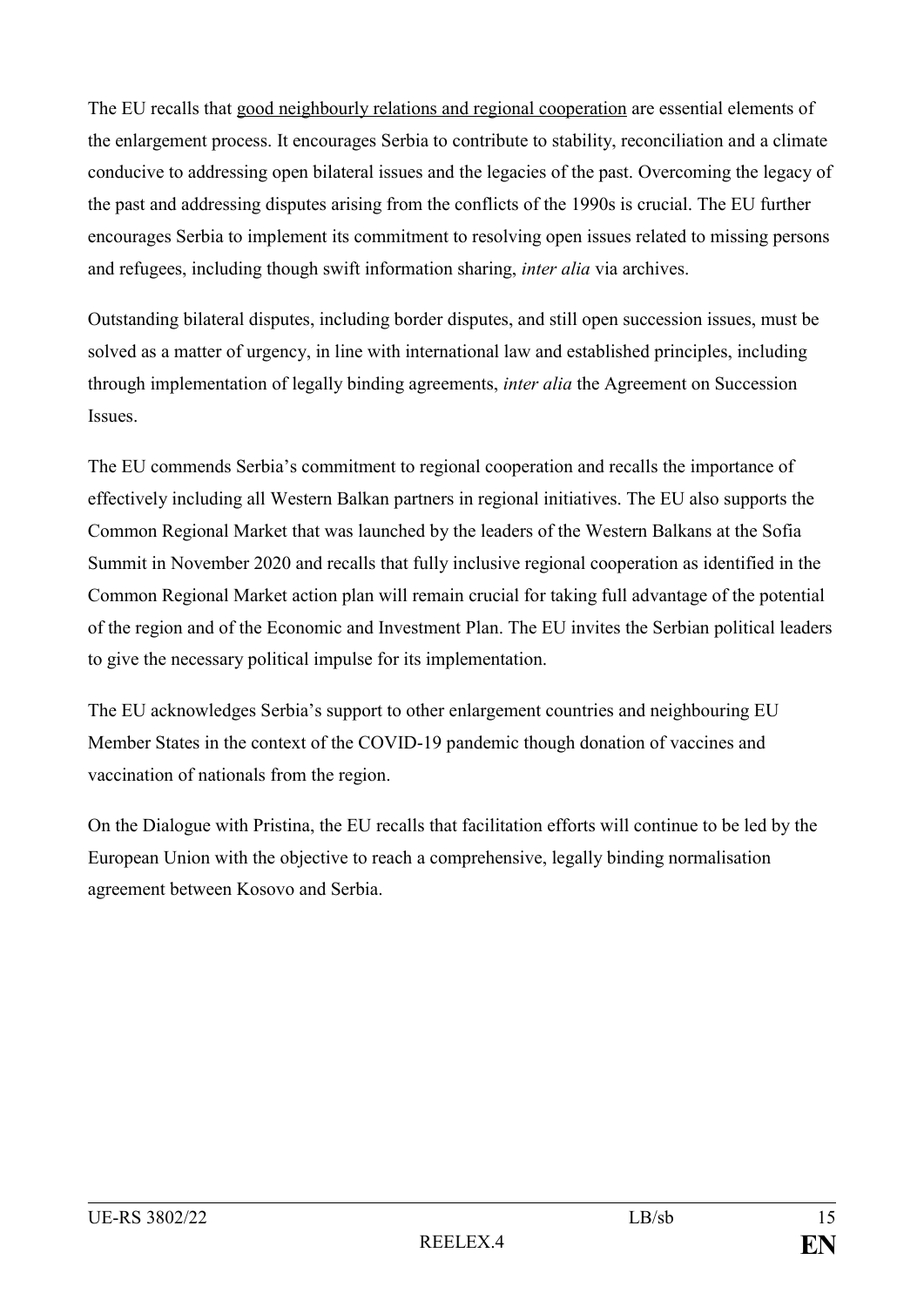The EU recalls that <u>good neighbourly relations and regional cooperation</u> are essential elements of the enlargement process. It encourages Serbia to contribute to stability, reconciliation and a climate conducive to addressing open bilateral issues and the legacies of the past. Overcoming the legacy of the past and addressing disputes arising from the conflicts of the 1990s is crucial. The EU further encourages Serbia to implement its commitment to resolving open issues related to missing persons and refugees, including though swift information sharing, *inter alia* via archives.

Outstanding bilateral disputes, including border disputes, and still open succession issues, must be solved as a matter of urgency, in line with international law and established principles, including through implementation of legally binding agreements, *inter alia* the Agreement on Succession Issues.

The EU commends Serbia's commitment to regional cooperation and recalls the importance of effectively including all Western Balkan partners in regional initiatives. The EU also supports the Common Regional Market that was launched by the leaders of the Western Balkans at the Sofia Summit in November 2020 and recalls that fully inclusive regional cooperation as identified in the Common Regional Market action plan will remain crucial for taking full advantage of the potential of the region and of the Economic and Investment Plan. The EU invites the Serbian political leaders to give the necessary political impulse for its implementation.

The EU acknowledges Serbia's support to other enlargement countries and neighbouring EU Member States in the context of the COVID-19 pandemic though donation of vaccines and vaccination of nationals from the region.

On the Dialogue with Pristina, the EU recalls that facilitation efforts will continue to be led by the European Union with the objective to reach a comprehensive, legally binding normalisation agreement between Kosovo and Serbia.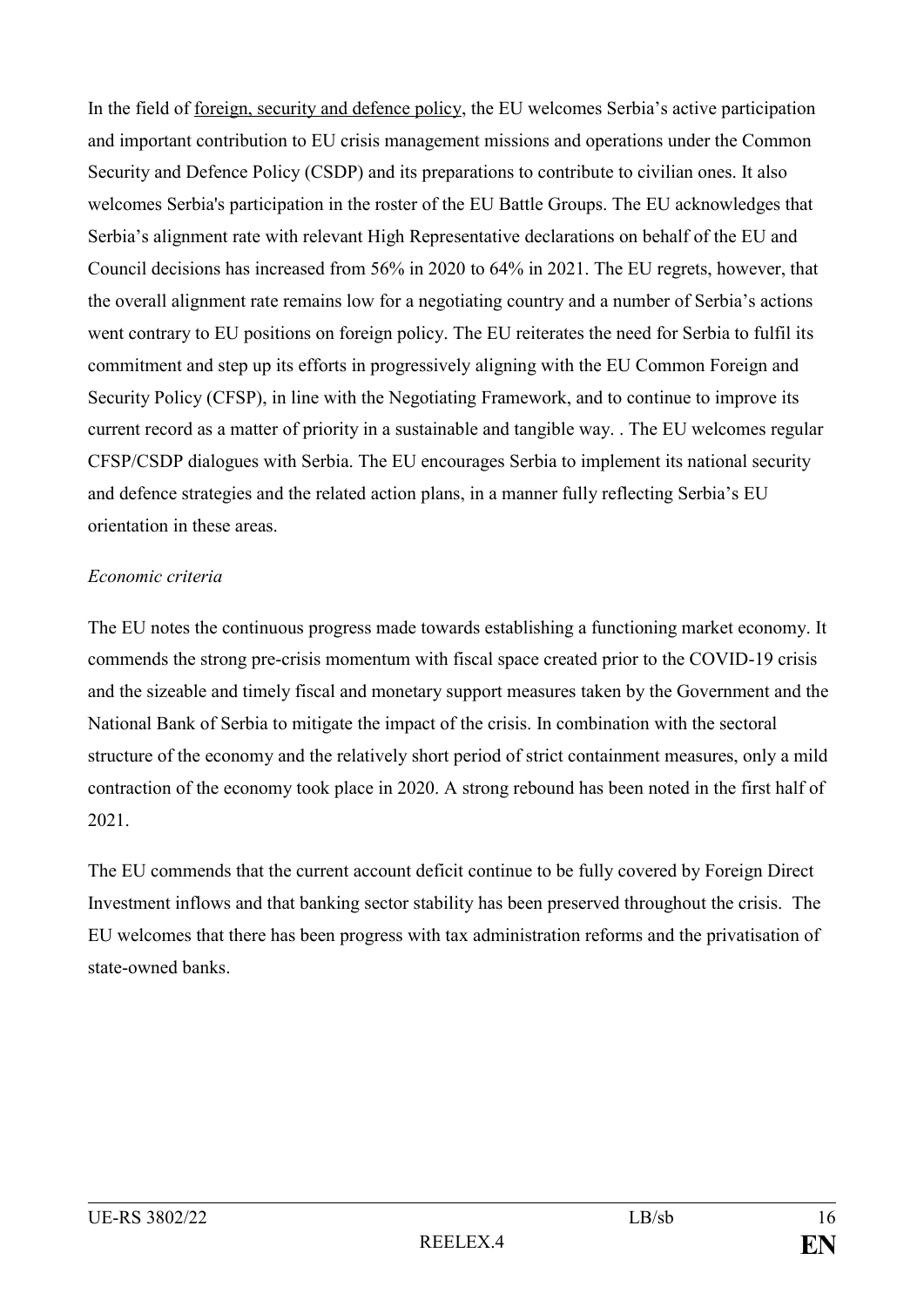In the field of foreign, security and defence policy, the EU welcomes Serbia's active participation and important contribution to EU crisis management missions and operations under the Common Security and Defence Policy (CSDP) and its preparations to contribute to civilian ones. It also welcomes Serbia's participation in the roster of the EU Battle Groups. The EU acknowledges that Serbia's alignment rate with relevant High Representative declarations on behalf of the EU and Council decisions has increased from 56% in 2020 to 64% in 2021. The EU regrets, however, that the overall alignment rate remains low for a negotiating country and a number of Serbia's actions went contrary to EU positions on foreign policy. The EU reiterates the need for Serbia to fulfil its commitment and step up its efforts in progressively aligning with the EU Common Foreign and Security Policy (CFSP), in line with the Negotiating Framework, and to continue to improve its current record as a matter of priority in a sustainable and tangible way. . The EU welcomes regular CFSP/CSDP dialogues with Serbia. The EU encourages Serbia to implement its national security and defence strategies and the related action plans, in a manner fully reflecting Serbia's EU orientation in these areas.

*Economic criteria*

The EU notes the continuous progress made towards establishing a functioning market economy. It commends the strong pre-crisis momentum with fiscal space created prior to the COVID-19 crisis and the sizeable and timely fiscal and monetary support measures taken by the Government and the National Bank of Serbia to mitigate the impact of the crisis. In combination with the sectoral structure of the economy and the relatively short period of strict containment measures, only a mild contraction of the economy took place in 2020. A strong rebound has been noted in the first half of 2021.

The EU commends that the current account deficit continue to be fully covered by Foreign Direct Investment inflows and that banking sector stability has been preserved throughout the crisis. The EU welcomes that there has been progress with tax administration reforms and the privatisation of state-owned banks.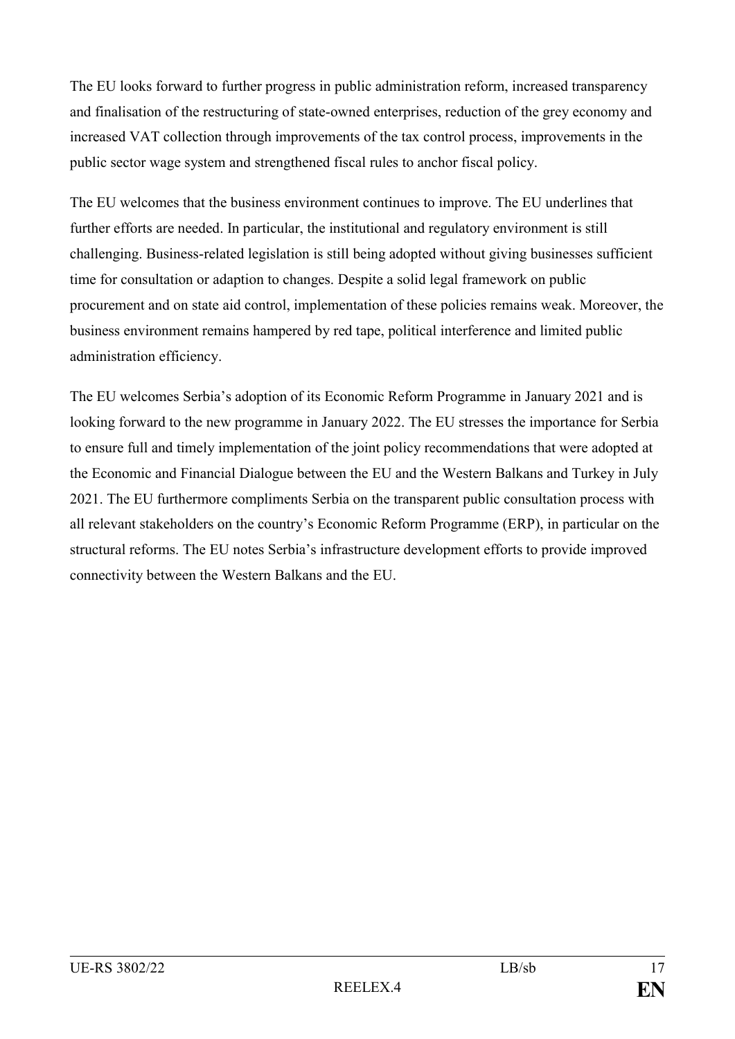The EU looks forward to further progress in public administration reform, increased transparency and finalisation of the restructuring of state-owned enterprises, reduction of the grey economy and increased VAT collection through improvements of the tax control process, improvements in the public sector wage system and strengthened fiscal rules to anchor fiscal policy.

The EU welcomes that the business environment continues to improve. The EU underlines that further efforts are needed. In particular, the institutional and regulatory environment is still challenging. Business-related legislation is still being adopted without giving businesses sufficient time for consultation or adaption to changes. Despite a solid legal framework on public procurement and on state aid control, implementation of these policies remains weak. Moreover, the business environment remains hampered by red tape, political interference and limited public administration efficiency.

The EU welcomes Serbia's adoption of its Economic Reform Programme in January 2021 and is looking forward to the new programme in January 2022. The EU stresses the importance for Serbia to ensure full and timely implementation of the joint policy recommendations that were adopted at the Economic and Financial Dialogue between the EU and the Western Balkans and Turkey in July 2021. The EU furthermore compliments Serbia on the transparent public consultation process with all relevant stakeholders on the country's Economic Reform Programme (ERP), in particular on the structural reforms. The EU notes Serbia's infrastructure development efforts to provide improved connectivity between the Western Balkans and the EU.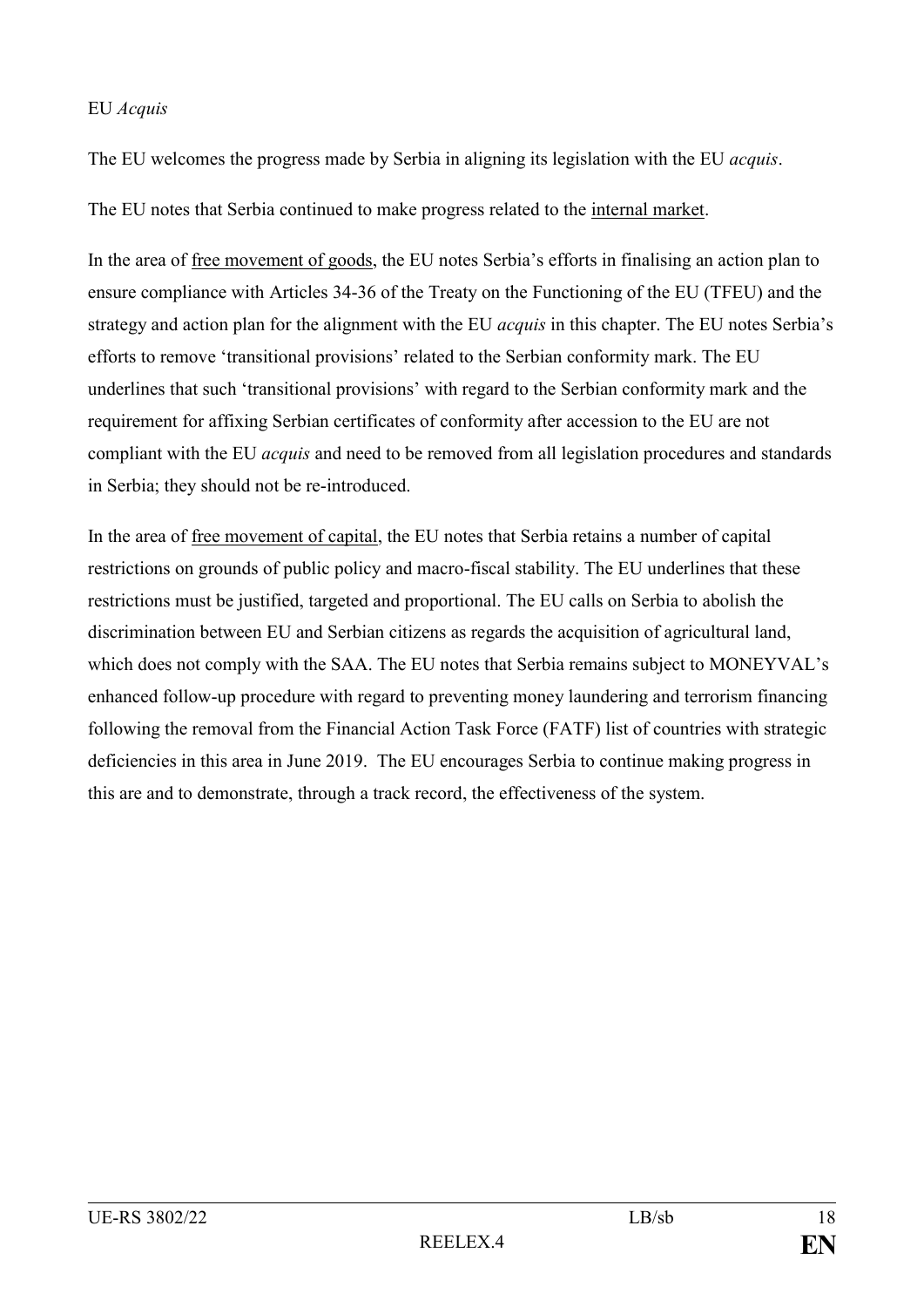EU *Acquis*

The EU welcomes the progress made by Serbia in aligning its legislation with the EU *acquis*.

The EU notes that Serbia continued to make progress related to the internal market.

In the area of free movement of goods, the EU notes Serbia's efforts in finalising an action plan to ensure compliance with Articles 34-36 of the Treaty on the Functioning of the EU (TFEU) and the strategy and action plan for the alignment with the EU *acquis* in this chapter. The EU notes Serbia's efforts to remove 'transitional provisions' related to the Serbian conformity mark. The EU underlines that such 'transitional provisions' with regard to the Serbian conformity mark and the requirement for affixing Serbian certificates of conformity after accession to the EU are not compliant with the EU *acquis* and need to be removed from all legislation procedures and standards in Serbia; they should not be re-introduced.

In the area of free movement of capital, the EU notes that Serbia retains a number of capital restrictions on grounds of public policy and macro-fiscal stability. The EU underlines that these restrictions must be justified, targeted and proportional. The EU calls on Serbia to abolish the discrimination between EU and Serbian citizens as regards the acquisition of agricultural land, which does not comply with the SAA. The EU notes that Serbia remains subject to MONEYVAL's enhanced follow-up procedure with regard to preventing money laundering and terrorism financing following the removal from the Financial Action Task Force (FATF) list of countries with strategic deficiencies in this area in June 2019. The EU encourages Serbia to continue making progress in this are and to demonstrate, through a track record, the effectiveness of the system.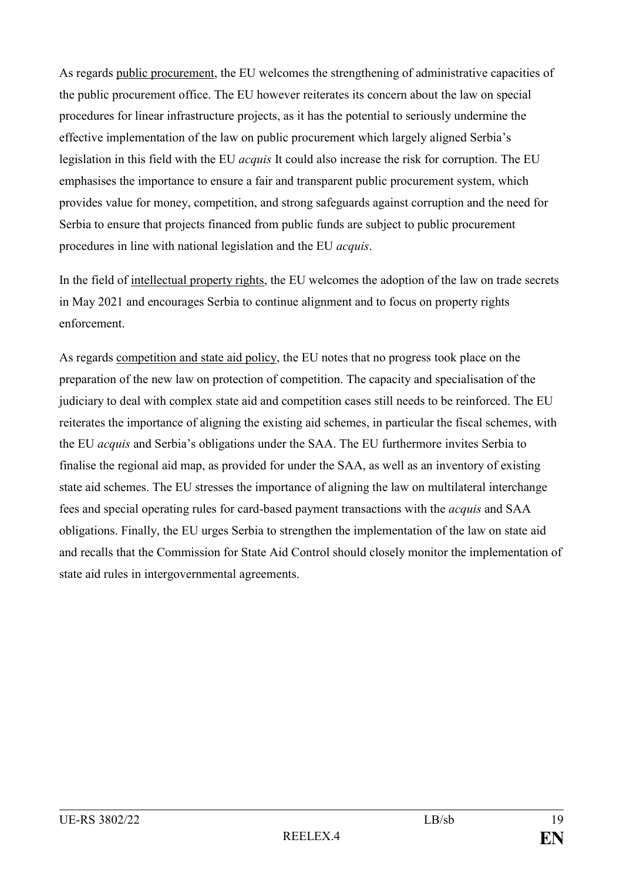As regards public procurement, the EU welcomes the strengthening of administrative capacities of the public procurement office. The EU however reiterates its concern about the law on special procedures for linear infrastructure projects, as it has the potential to seriously undermine the effective implementation of the law on public procurement which largely aligned Serbia's legislation in this field with the EU *acquis* It could also increase the risk for corruption. The EU emphasises the importance to ensure a fair and transparent public procurement system, which provides value for money, competition, and strong safeguards against corruption and the need for Serbia to ensure that projects financed from public funds are subject to public procurement procedures in line with national legislation and the EU *acquis*.

In the field of intellectual property rights, the EU welcomes the adoption of the law on trade secrets in May 2021 and encourages Serbia to continue alignment and to focus on property rights enforcement.

As regards competition and state aid policy, the EU notes that no progress took place on the preparation of the new law on protection of competition. The capacity and specialisation of the judiciary to deal with complex state aid and competition cases still needs to be reinforced. The EU reiterates the importance of aligning the existing aid schemes, in particular the fiscal schemes, with the EU *acquis* and Serbia's obligations under the SAA. The EU furthermore invites Serbia to finalise the regional aid map, as provided for under the SAA, as well as an inventory of existing state aid schemes. The EU stresses the importance of aligning the law on multilateral interchange fees and special operating rules for card-based payment transactions with the *acquis* and SAA obligations. Finally, the EU urges Serbia to strengthen the implementation of the law on state aid and recalls that the Commission for State Aid Control should closely monitor the implementation of state aid rules in intergovernmental agreements.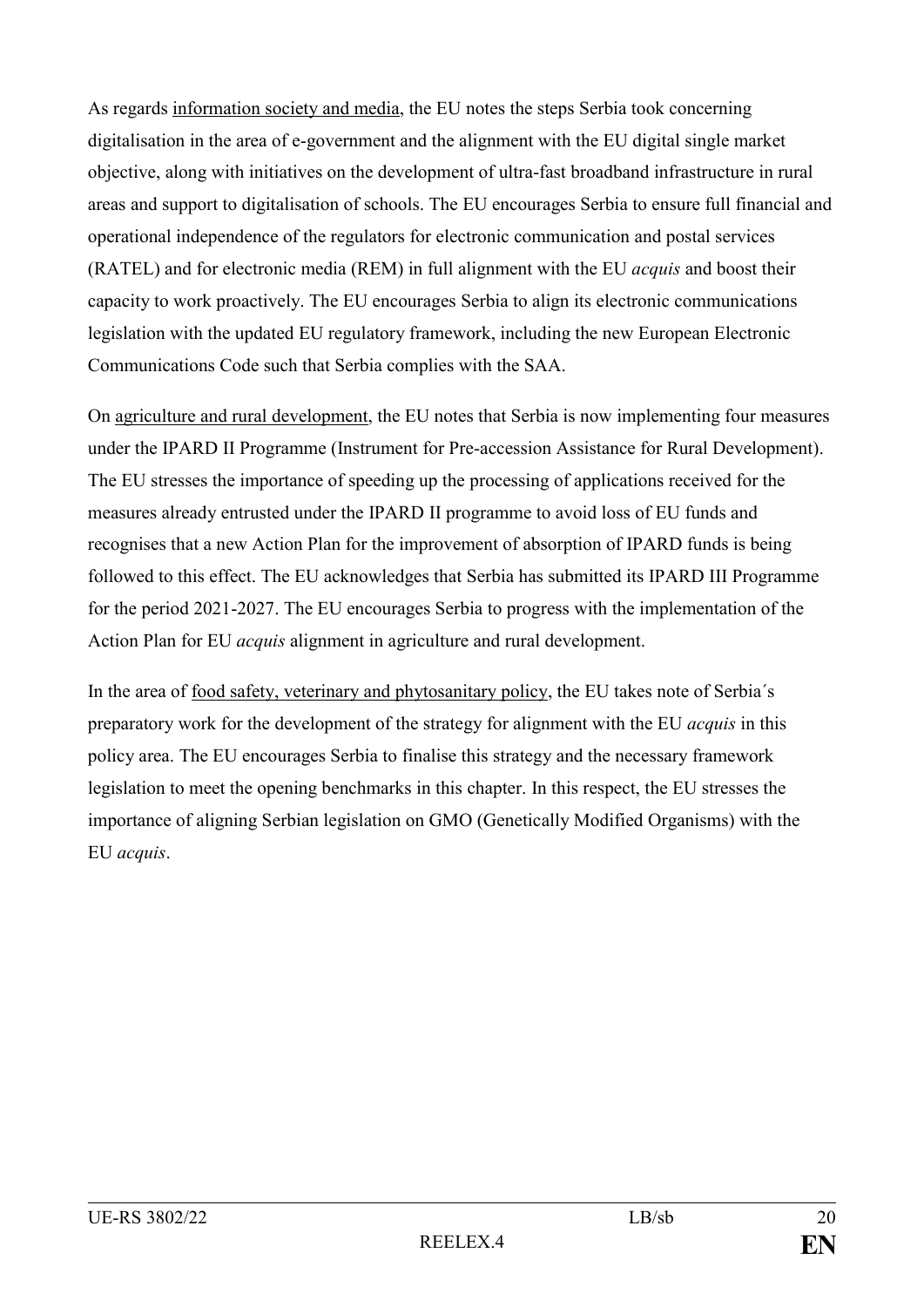As regards information society and media, the EU notes the steps Serbia took concerning digitalisation in the area of e-government and the alignment with the EU digital single market objective, along with initiatives on the development of ultra-fast broadband infrastructure in rural areas and support to digitalisation of schools. The EU encourages Serbia to ensure full financial and operational independence of the regulators for electronic communication and postal services (RATEL) and for electronic media (REM) in full alignment with the EU *acquis* and boost their capacity to work proactively. The EU encourages Serbia to align its electronic communications legislation with the updated EU regulatory framework, including the new European Electronic Communications Code such that Serbia complies with the SAA.

On agriculture and rural development, the EU notes that Serbia is now implementing four measures under the IPARD II Programme (Instrument for Pre-accession Assistance for Rural Development). The EU stresses the importance of speeding up the processing of applications received for the measures already entrusted under the IPARD II programme to avoid loss of EU funds and recognises that a new Action Plan for the improvement of absorption of IPARD funds is being followed to this effect. The EU acknowledges that Serbia has submitted its IPARD III Programme for the period 2021-2027. The EU encourages Serbia to progress with the implementation of the Action Plan for EU *acquis* alignment in agriculture and rural development.

In the area of food safety, veterinary and phytosanitary policy, the EU takes note of Serbia´s preparatory work for the development of the strategy for alignment with the EU *acquis* in this policy area. The EU encourages Serbia to finalise this strategy and the necessary framework legislation to meet the opening benchmarks in this chapter. In this respect, the EU stresses the importance of aligning Serbian legislation on GMO (Genetically Modified Organisms) with the EU *acquis*.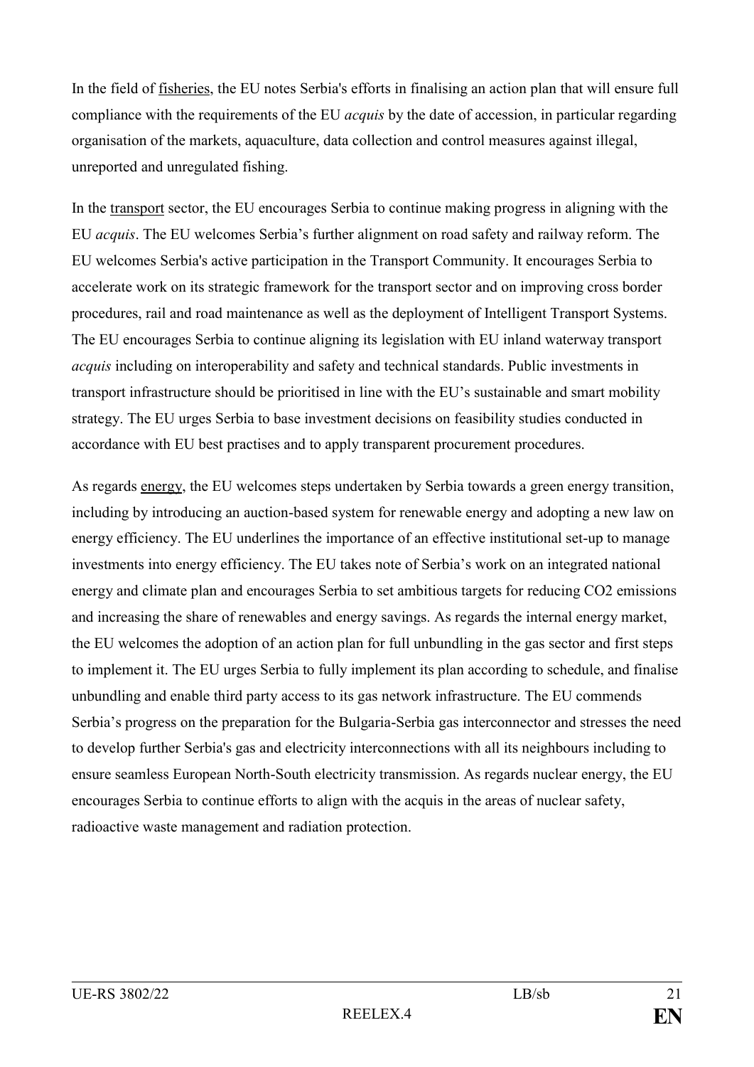In the field of fisheries, the EU notes Serbia's efforts in finalising an action plan that will ensure full compliance with the requirements of the EU *acquis* by the date of accession, in particular regarding organisation of the markets, aquaculture, data collection and control measures against illegal, unreported and unregulated fishing.

In the transport sector, the EU encourages Serbia to continue making progress in aligning with the EU *acquis*. The EU welcomes Serbia's further alignment on road safety and railway reform. The EU welcomes Serbia's active participation in the Transport Community. It encourages Serbia to accelerate work on its strategic framework for the transport sector and on improving cross border procedures, rail and road maintenance as well as the deployment of Intelligent Transport Systems. The EU encourages Serbia to continue aligning its legislation with EU inland waterway transport *acquis* including on interoperability and safety and technical standards. Public investments in transport infrastructure should be prioritised in line with the EU's sustainable and smart mobility strategy. The EU urges Serbia to base investment decisions on feasibility studies conducted in accordance with EU best practises and to apply transparent procurement procedures.

As regards energy, the EU welcomes steps undertaken by Serbia towards a green energy transition, including by introducing an auction-based system for renewable energy and adopting a new law on energy efficiency. The EU underlines the importance of an effective institutional set-up to manage investments into energy efficiency. The EU takes note of Serbia's work on an integrated national energy and climate plan and encourages Serbia to set ambitious targets for reducing $CO_2$ emissions and increasing the share of renewables and energy savings. As regards the internal energy market, the EU welcomes the adoption of an action plan for full unbundling in the gas sector and first steps to implement it. The EU urges Serbia to fully implement its plan according to schedule, and finalise unbundling and enable third party access to its gas network infrastructure. The EU commends Serbia's progress on the preparation for the Bulgaria-Serbia gas interconnector and stresses the need to develop further Serbia's gas and electricity interconnections with all its neighbours including to ensure seamless European North-South electricity transmission. As regards nuclear energy, the EU encourages Serbia to continue efforts to align with the acquis in the areas of nuclear safety, radioactive waste management and radiation protection.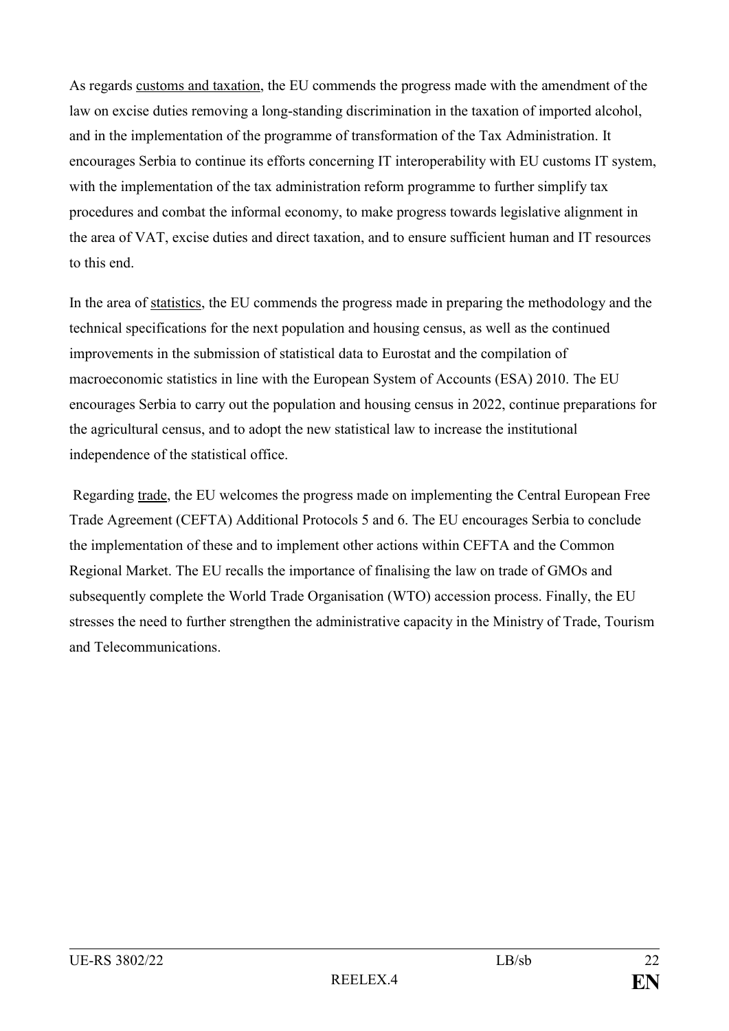As regards customs and taxation, the EU commends the progress made with the amendment of the law on excise duties removing a long-standing discrimination in the taxation of imported alcohol, and in the implementation of the programme of transformation of the Tax Administration. It encourages Serbia to continue its efforts concerning IT interoperability with EU customs IT system, with the implementation of the tax administration reform programme to further simplify tax procedures and combat the informal economy, to make progress towards legislative alignment in the area of VAT, excise duties and direct taxation, and to ensure sufficient human and IT resources to this end.

In the area of statistics, the EU commends the progress made in preparing the methodology and the technical specifications for the next population and housing census, as well as the continued improvements in the submission of statistical data to Eurostat and the compilation of macroeconomic statistics in line with the European System of Accounts (ESA) 2010. The EU encourages Serbia to carry out the population and housing census in 2022, continue preparations for the agricultural census, and to adopt the new statistical law to increase the institutional independence of the statistical office.

Regarding trade, the EU welcomes the progress made on implementing the Central European Free Trade Agreement (CEFTA) Additional Protocols 5 and 6. The EU encourages Serbia to conclude the implementation of these and to implement other actions within CEFTA and the Common Regional Market. The EU recalls the importance of finalising the law on trade of GMOs and subsequently complete the World Trade Organisation (WTO) accession process. Finally, the EU stresses the need to further strengthen the administrative capacity in the Ministry of Trade, Tourism and Telecommunications.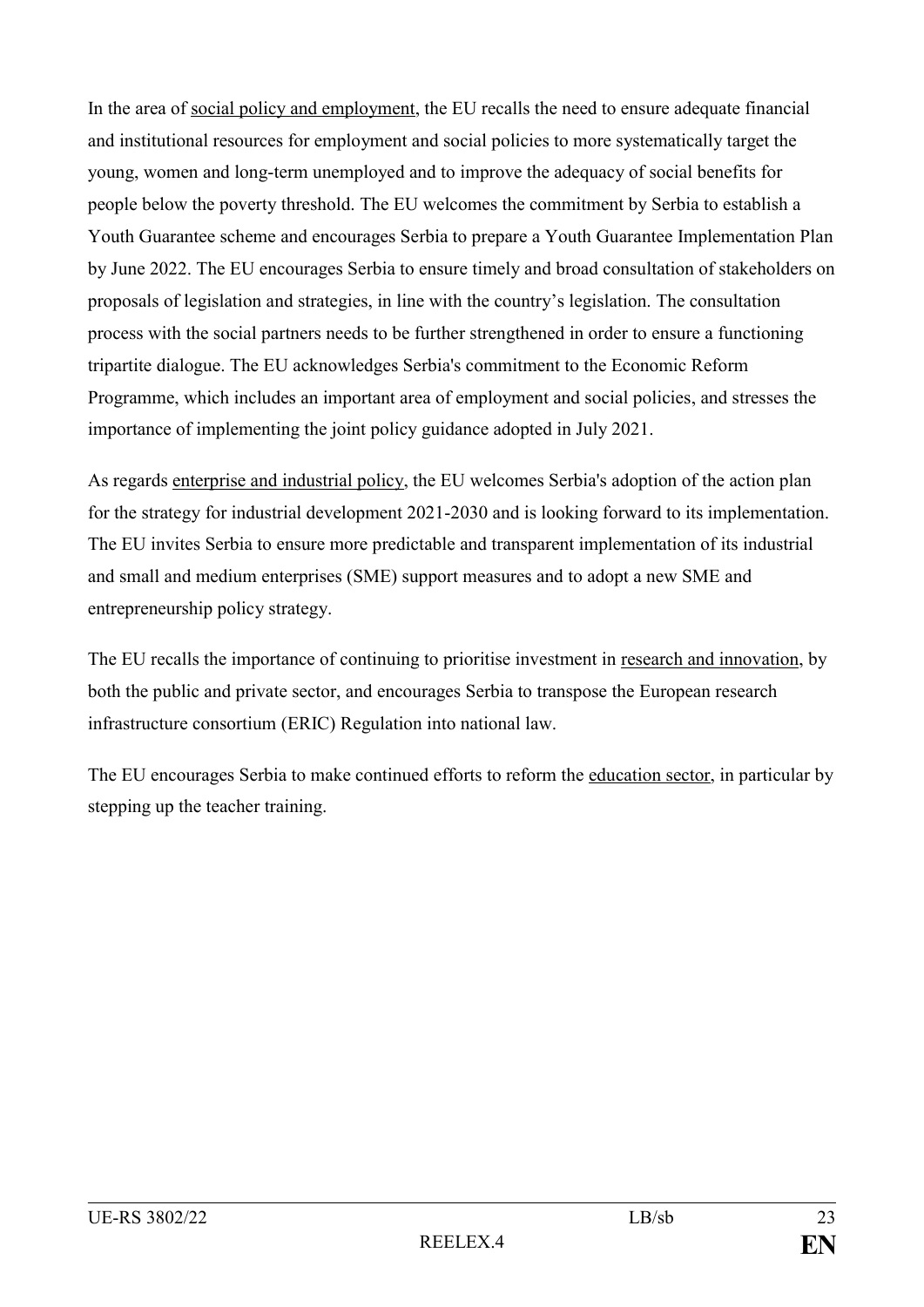In the area of <u>social policy and employment</u>, the EU recalls the need to ensure adequate financial and institutional resources for employment and social policies to more systematically target the young, women and long-term unemployed and to improve the adequacy of social benefits for people below the poverty threshold. The EU welcomes the commitment by Serbia to establish a Youth Guarantee scheme and encourages Serbia to prepare a Youth Guarantee Implementation Plan by June 2022. The EU encourages Serbia to ensure timely and broad consultation of stakeholders on proposals of legislation and strategies, in line with the country's legislation. The consultation process with the social partners needs to be further strengthened in order to ensure a functioning tripartite dialogue. The EU acknowledges Serbia's commitment to the Economic Reform Programme, which includes an important area of employment and social policies, and stresses the importance of implementing the joint policy guidance adopted in July 2021.

As regards <u>enterprise and industrial policy</u>, the EU welcomes Serbia's adoption of the action plan for the strategy for industrial development 2021-2030 and is looking forward to its implementation. The EU invites Serbia to ensure more predictable and transparent implementation of its industrial and small and medium enterprises (SME) support measures and to adopt a new SME and entrepreneurship policy strategy.

The EU recalls the importance of continuing to prioritise investment in <u>research and innovation</u>, by both the public and private sector, and encourages Serbia to transpose the European research infrastructure consortium (ERIC) Regulation into national law.

The EU encourages Serbia to make continued efforts to reform the <u>education sector</u>, in particular by stepping up the teacher training.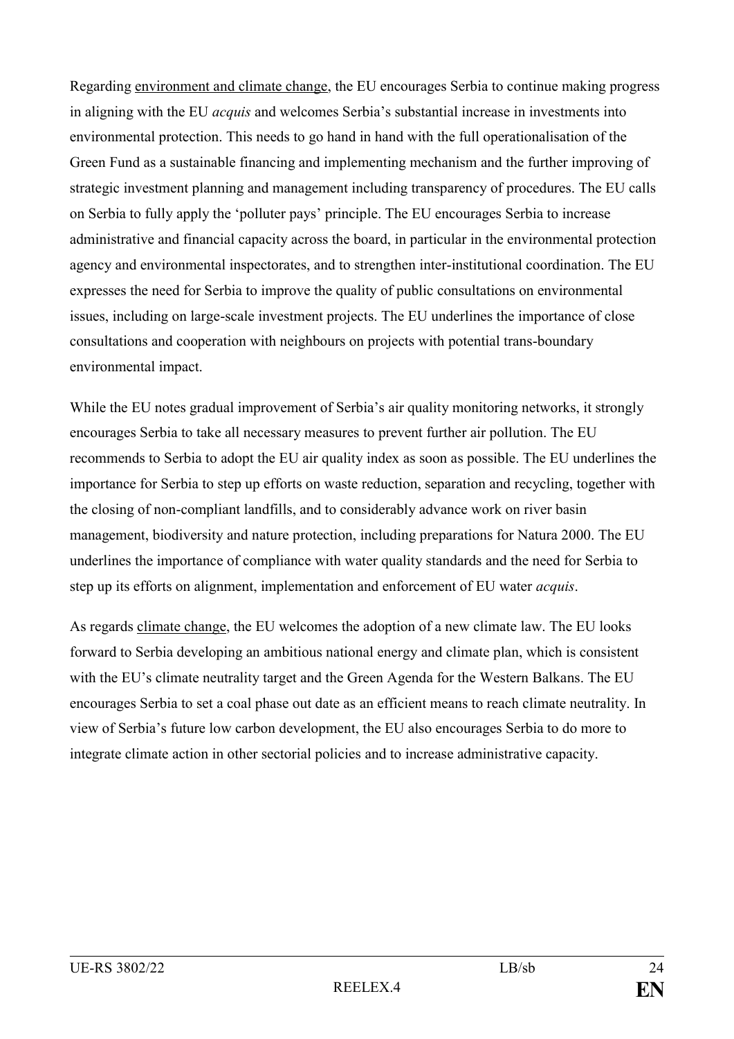Regarding environment and climate change, the EU encourages Serbia to continue making progress in aligning with the EU *acquis* and welcomes Serbia's substantial increase in investments into environmental protection. This needs to go hand in hand with the full operationalisation of the Green Fund as a sustainable financing and implementing mechanism and the further improving of strategic investment planning and management including transparency of procedures. The EU calls on Serbia to fully apply the 'polluter pays' principle. The EU encourages Serbia to increase administrative and financial capacity across the board, in particular in the environmental protection agency and environmental inspectorates, and to strengthen inter-institutional coordination. The EU expresses the need for Serbia to improve the quality of public consultations on environmental issues, including on large-scale investment projects. The EU underlines the importance of close consultations and cooperation with neighbours on projects with potential trans-boundary environmental impact.

While the EU notes gradual improvement of Serbia's air quality monitoring networks, it strongly encourages Serbia to take all necessary measures to prevent further air pollution. The EU recommends to Serbia to adopt the EU air quality index as soon as possible. The EU underlines the importance for Serbia to step up efforts on waste reduction, separation and recycling, together with the closing of non-compliant landfills, and to considerably advance work on river basin management, biodiversity and nature protection, including preparations for Natura 2000. The EU underlines the importance of compliance with water quality standards and the need for Serbia to step up its efforts on alignment, implementation and enforcement of EU water *acquis*.

As regards climate change, the EU welcomes the adoption of a new climate law. The EU looks forward to Serbia developing an ambitious national energy and climate plan, which is consistent with the EU's climate neutrality target and the Green Agenda for the Western Balkans. The EU encourages Serbia to set a coal phase out date as an efficient means to reach climate neutrality. In view of Serbia's future low carbon development, the EU also encourages Serbia to do more to integrate climate action in other sectorial policies and to increase administrative capacity.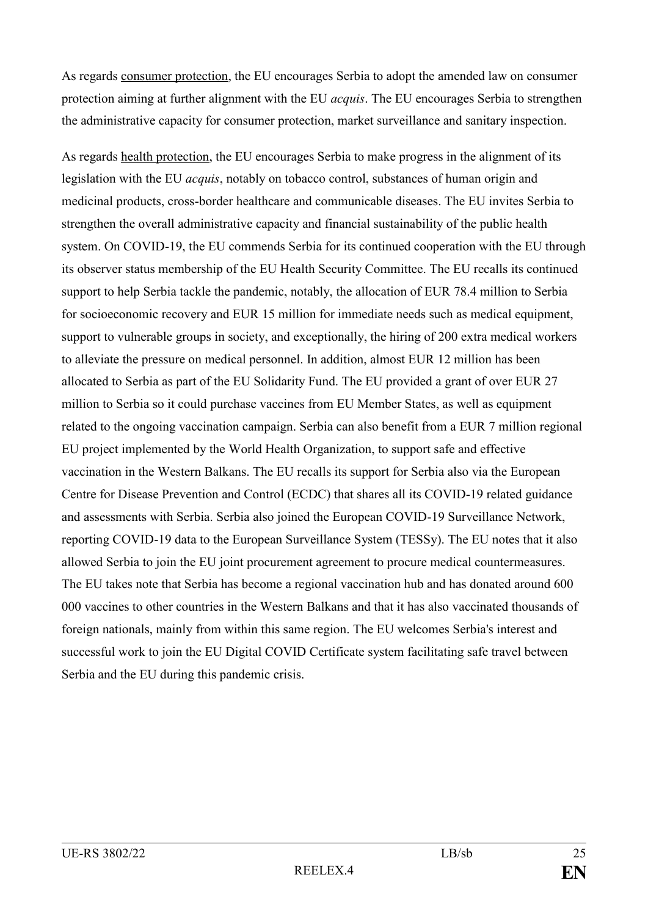As regards consumer protection, the EU encourages Serbia to adopt the amended law on consumer protection aiming at further alignment with the EU *acquis*. The EU encourages Serbia to strengthen the administrative capacity for consumer protection, market surveillance and sanitary inspection.

As regards health protection, the EU encourages Serbia to make progress in the alignment of its legislation with the EU *acquis*, notably on tobacco control, substances of human origin and medicinal products, cross-border healthcare and communicable diseases. The EU invites Serbia to strengthen the overall administrative capacity and financial sustainability of the public health system. On COVID-19, the EU commends Serbia for its continued cooperation with the EU through its observer status membership of the EU Health Security Committee. The EU recalls its continued support to help Serbia tackle the pandemic, notably, the allocation of EUR 78.4 million to Serbia for socioeconomic recovery and EUR 15 million for immediate needs such as medical equipment, support to vulnerable groups in society, and exceptionally, the hiring of 200 extra medical workers to alleviate the pressure on medical personnel. In addition, almost EUR 12 million has been allocated to Serbia as part of the EU Solidarity Fund. The EU provided a grant of over EUR 27 million to Serbia so it could purchase vaccines from EU Member States, as well as equipment related to the ongoing vaccination campaign. Serbia can also benefit from a EUR 7 million regional EU project implemented by the World Health Organization, to support safe and effective vaccination in the Western Balkans. The EU recalls its support for Serbia also via the European Centre for Disease Prevention and Control (ECDC) that shares all its COVID-19 related guidance and assessments with Serbia. Serbia also joined the European COVID-19 Surveillance Network, reporting COVID-19 data to the European Surveillance System (TESSy). The EU notes that it also allowed Serbia to join the EU joint procurement agreement to procure medical countermeasures. The EU takes note that Serbia has become a regional vaccination hub and has donated around 600 000 vaccines to other countries in the Western Balkans and that it has also vaccinated thousands of foreign nationals, mainly from within this same region. The EU welcomes Serbia's interest and successful work to join the EU Digital COVID Certificate system facilitating safe travel between Serbia and the EU during this pandemic crisis.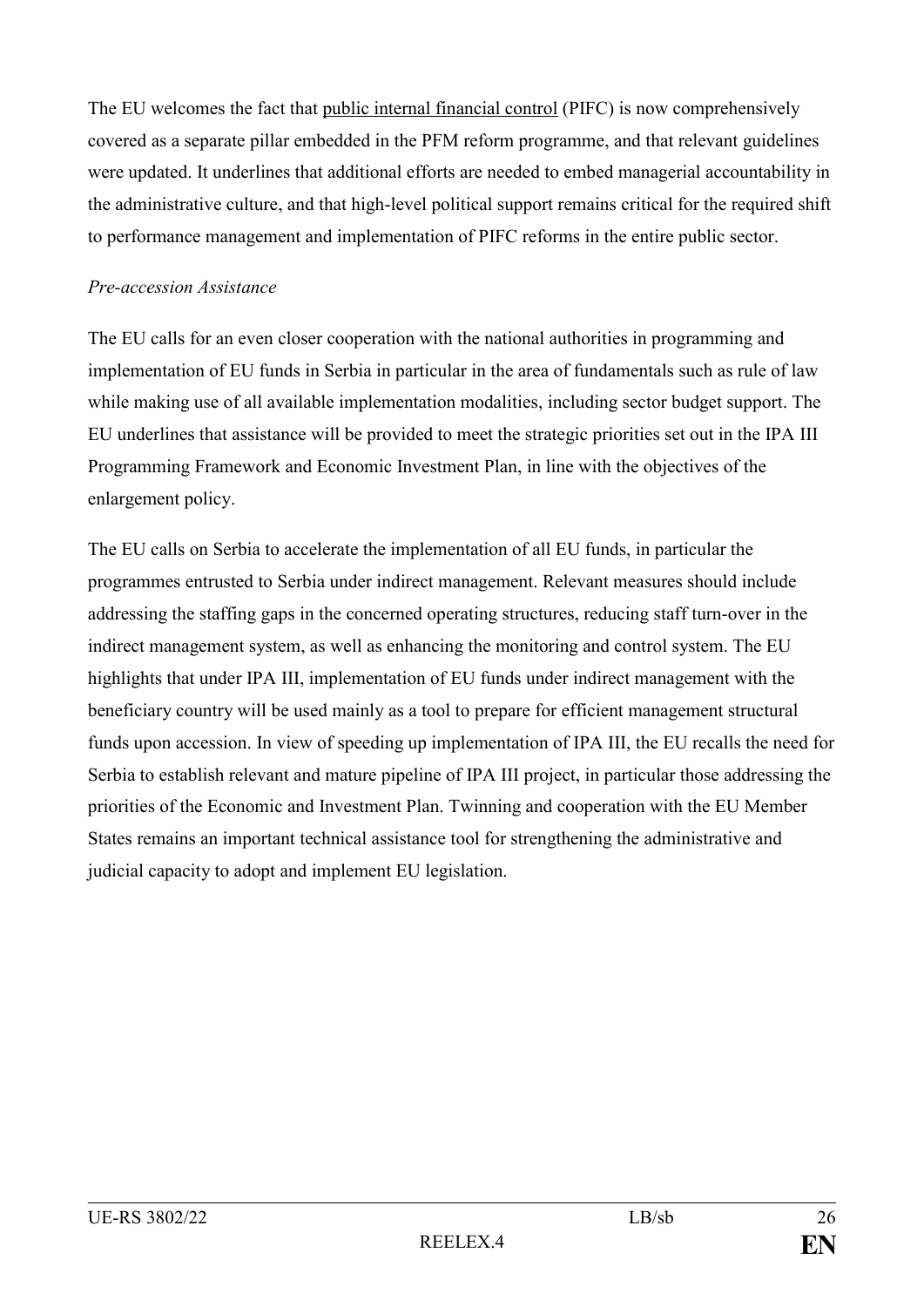The EU welcomes the fact that public internal financial control (PIFC) is now comprehensively covered as a separate pillar embedded in the PFM reform programme, and that relevant guidelines were updated. It underlines that additional efforts are needed to embed managerial accountability in the administrative culture, and that high-level political support remains critical for the required shift to performance management and implementation of PIFC reforms in the entire public sector.

*Pre-accession Assistance*

The EU calls for an even closer cooperation with the national authorities in programming and implementation of EU funds in Serbia in particular in the area of fundamentals such as rule of law while making use of all available implementation modalities, including sector budget support. The EU underlines that assistance will be provided to meet the strategic priorities set out in the IPA III Programming Framework and Economic Investment Plan, in line with the objectives of the enlargement policy.

The EU calls on Serbia to accelerate the implementation of all EU funds, in particular the programmes entrusted to Serbia under indirect management. Relevant measures should include addressing the staffing gaps in the concerned operating structures, reducing staff turn-over in the indirect management system, as well as enhancing the monitoring and control system. The EU highlights that under IPA III, implementation of EU funds under indirect management with the beneficiary country will be used mainly as a tool to prepare for efficient management structural funds upon accession. In view of speeding up implementation of IPA III, the EU recalls the need for Serbia to establish relevant and mature pipeline of IPA III project, in particular those addressing the priorities of the Economic and Investment Plan. Twinning and cooperation with the EU Member States remains an important technical assistance tool for strengthening the administrative and judicial capacity to adopt and implement EU legislation.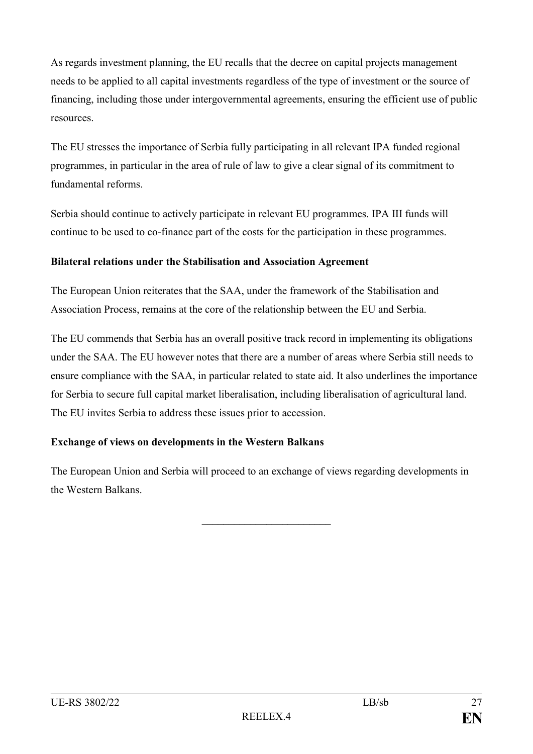As regards investment planning, the EU recalls that the decree on capital projects management needs to be applied to all capital investments regardless of the type of investment or the source of financing, including those under intergovernmental agreements, ensuring the efficient use of public resources.

The EU stresses the importance of Serbia fully participating in all relevant IPA funded regional programmes, in particular in the area of rule of law to give a clear signal of its commitment to fundamental reforms.

Serbia should continue to actively participate in relevant EU programmes. IPA III funds will continue to be used to co-finance part of the costs for the participation in these programmes.

**Bilateral relations under the Stabilisation and Association Agreement**

The European Union reiterates that the SAA, under the framework of the Stabilisation and Association Process, remains at the core of the relationship between the EU and Serbia.

The EU commends that Serbia has an overall positive track record in implementing its obligations under the SAA. The EU however notes that there are a number of areas where Serbia still needs to ensure compliance with the SAA, in particular related to state aid. It also underlines the importance for Serbia to secure full capital market liberalisation, including liberalisation of agricultural land. The EU invites Serbia to address these issues prior to accession.

**Exchange of views on developments in the Western Balkans**

The European Union and Serbia will proceed to an exchange of views regarding developments in the Western Balkans.

________________________